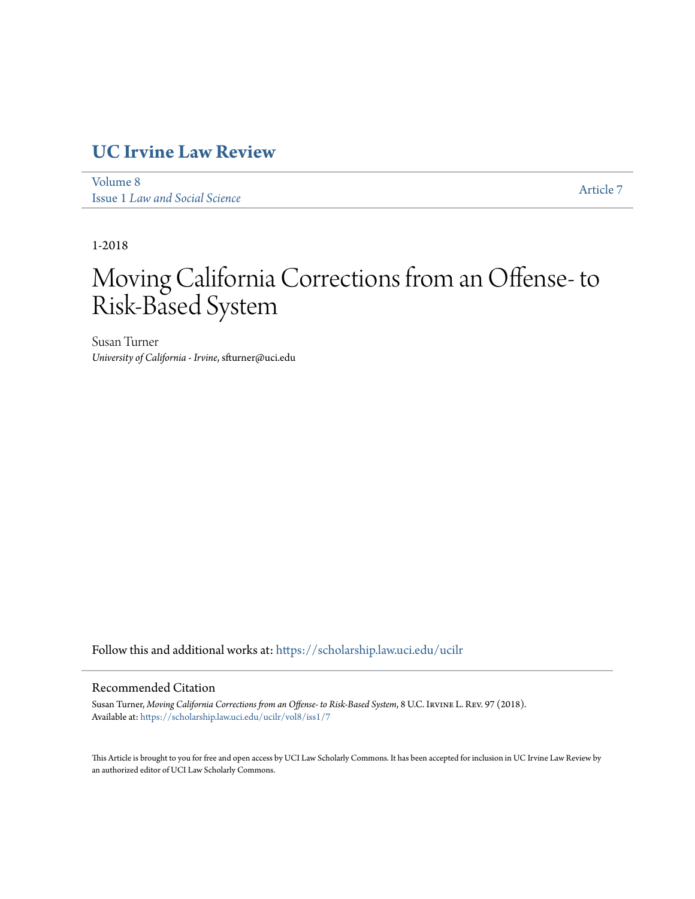# UC Irvine Law Review

Volume 8
Issue 1 *Law and Social Science*

Article 7

1-2018

# Moving California Corrections from an Offense- to Risk-Based System

Susan Turner
*University of California - Irvine*, sfturner@uci.edu

Follow this and additional works at: https://scholarship.law.uci.edu/ucilr

## Recommended Citation

Susan Turner, *Moving California Corrections from an Offense- to Risk-Based System*, 8 U.C. Irvine L. Rev. 97 (2018).
Available at: https://scholarship.law.uci.edu/ucilr/vol8/iss1/7

This Article is brought to you for free and open access by UCI Law Scholarly Commons. It has been accepted for inclusion in UC Irvine Law Review by an authorized editor of UCI Law Scholarly Commons.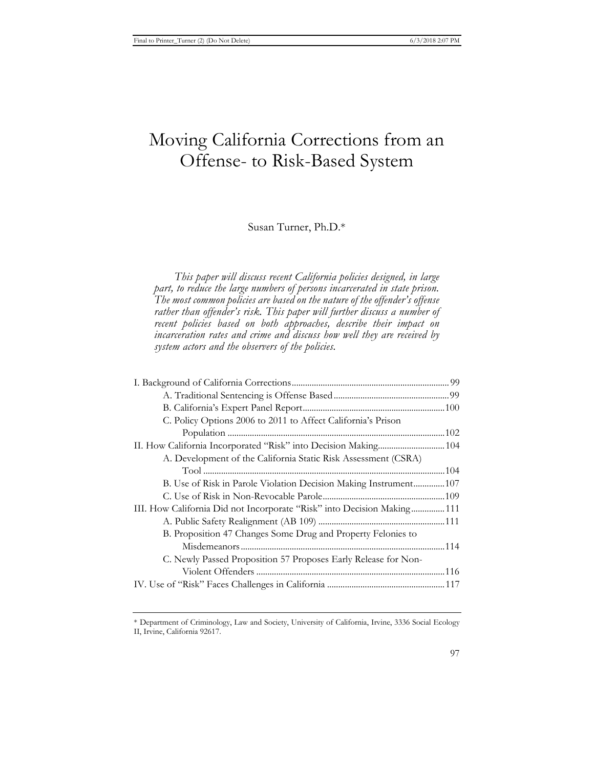# Moving California Corrections from an Offense- to Risk-Based System

Susan Turner, Ph.D.*

*This paper will discuss recent California policies designed, in large part, to reduce the large numbers of persons incarcerated in state prison. The most common policies are based on the nature of the offender's offense rather than offender's risk. This paper will further discuss a number of recent policies based on both approaches, describe their impact on incarceration rates and crime and discuss how well they are received by system actors and the observers of the policies.*

I. Background of California Corrections ... 99
- A. Traditional Sentencing is Offense Based ... 99
- B. California's Expert Panel Report ... 100
- C. Policy Options 2006 to 2011 to Affect California's Prison Population ... 102

II. How California Incorporated "Risk" into Decision Making ... 104
- A. Development of the California Static Risk Assessment (CSRA) Tool ... 104
- B. Use of Risk in Parole Violation Decision Making Instrument ... 107
- C. Use of Risk in Non-Revocable Parole ... 109

III. How California Did not Incorporate "Risk" into Decision Making ... 111
- A. Public Safety Realignment (AB 109) ... 111
- B. Proposition 47 Changes Some Drug and Property Felonies to Misdemeanors ... 114
- C. Newly Passed Proposition 57 Proposes Early Release for Non-Violent Offenders ... 116

IV. Use of "Risk" Faces Challenges in California ... 117

---

\* Department of Criminology, Law and Society, University of California, Irvine, 3336 Social Ecology II, Irvine, California 92617.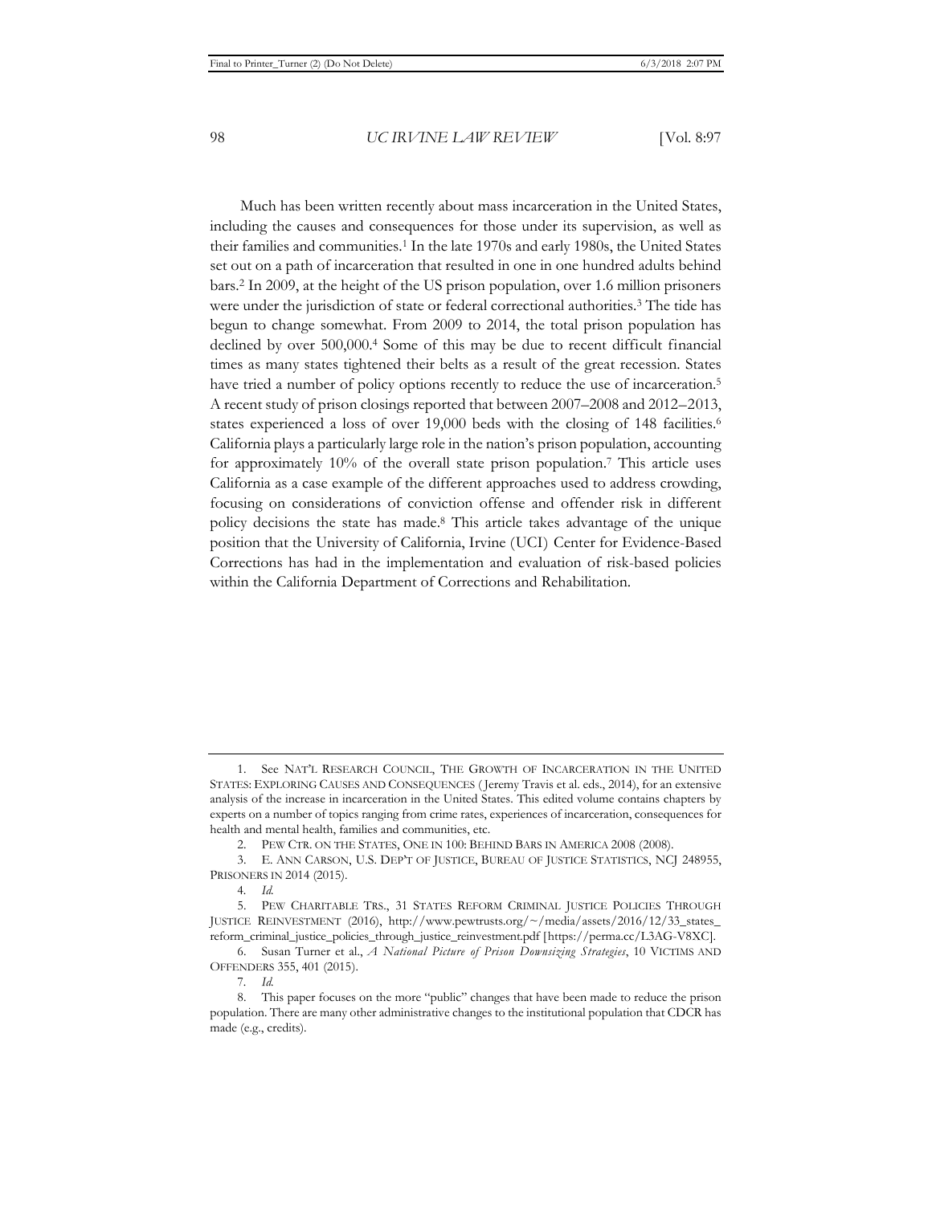Much has been written recently about mass incarceration in the United States, including the causes and consequences for those under its supervision, as well as their families and communities.[1] In the late 1970s and early 1980s, the United States set out on a path of incarceration that resulted in one in one hundred adults behind bars.[2] In 2009, at the height of the US prison population, over 1.6 million prisoners were under the jurisdiction of state or federal correctional authorities.[3] The tide has begun to change somewhat. From 2009 to 2014, the total prison population has declined by over 500,000.[4] Some of this may be due to recent difficult financial times as many states tightened their belts as a result of the great recession. States have tried a number of policy options recently to reduce the use of incarceration.[5] A recent study of prison closings reported that between 2007–2008 and 2012–2013, states experienced a loss of over 19,000 beds with the closing of 148 facilities.[6] California plays a particularly large role in the nation's prison population, accounting for approximately 10% of the overall state prison population.[7] This article uses California as a case example of the different approaches used to address crowding, focusing on considerations of conviction offense and offender risk in different policy decisions the state has made.[8] This article takes advantage of the unique position that the University of California, Irvine (UCI) Center for Evidence-Based Corrections has had in the implementation and evaluation of risk-based policies within the California Department of Corrections and Rehabilitation.

---

1. See NAT'L RESEARCH COUNCIL, THE GROWTH OF INCARCERATION IN THE UNITED STATES: EXPLORING CAUSES AND CONSEQUENCES (Jeremy Travis et al. eds., 2014), for an extensive analysis of the increase in incarceration in the United States. This edited volume contains chapters by experts on a number of topics ranging from crime rates, experiences of incarceration, consequences for health and mental health, families and communities, etc.

2. PEW CTR. ON THE STATES, ONE IN 100: BEHIND BARS IN AMERICA 2008 (2008).

3. E. ANN CARSON, U.S. DEP'T OF JUSTICE, BUREAU OF JUSTICE STATISTICS, NCJ 248955, PRISONERS IN 2014 (2015).

4. *Id.*

5. PEW CHARITABLE TRS., 31 STATES REFORM CRIMINAL JUSTICE POLICIES THROUGH JUSTICE REINVESTMENT (2016), http://www.pewtrusts.org/~/media/assets/2016/12/33_states_reform_criminal_justice_policies_through_justice_reinvestment.pdf [https://perma.cc/L3AG-V8XC].

6. Susan Turner et al., *A National Picture of Prison Downsizing Strategies*, 10 VICTIMS AND OFFENDERS 355, 401 (2015).

7. *Id.*

8. This paper focuses on the more "public" changes that have been made to reduce the prison population. There are many other administrative changes to the institutional population that CDCR has made (e.g., credits).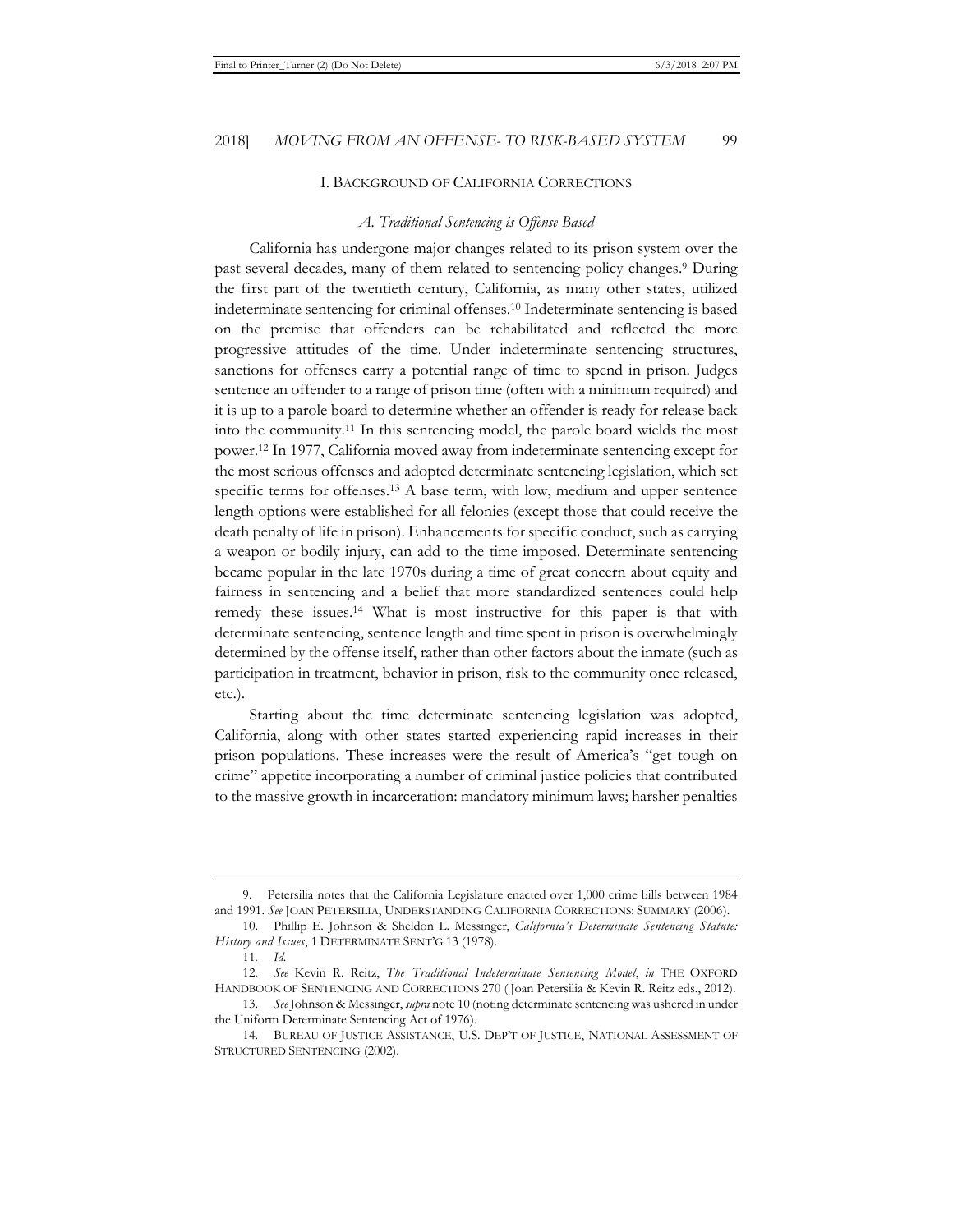## I. BACKGROUND OF CALIFORNIA CORRECTIONS

### *A. Traditional Sentencing is Offense Based*

California has undergone major changes related to its prison system over the past several decades, many of them related to sentencing policy changes.[9] During the first part of the twentieth century, California, as many other states, utilized indeterminate sentencing for criminal offenses.[10] Indeterminate sentencing is based on the premise that offenders can be rehabilitated and reflected the more progressive attitudes of the time. Under indeterminate sentencing structures, sanctions for offenses carry a potential range of time to spend in prison. Judges sentence an offender to a range of prison time (often with a minimum required) and it is up to a parole board to determine whether an offender is ready for release back into the community.[11] In this sentencing model, the parole board wields the most power.[12] In 1977, California moved away from indeterminate sentencing except for the most serious offenses and adopted determinate sentencing legislation, which set specific terms for offenses.[13] A base term, with low, medium and upper sentence length options were established for all felonies (except those that could receive the death penalty of life in prison). Enhancements for specific conduct, such as carrying a weapon or bodily injury, can add to the time imposed. Determinate sentencing became popular in the late 1970s during a time of great concern about equity and fairness in sentencing and a belief that more standardized sentences could help remedy these issues.[14] What is most instructive for this paper is that with determinate sentencing, sentence length and time spent in prison is overwhelmingly determined by the offense itself, rather than other factors about the inmate (such as participation in treatment, behavior in prison, risk to the community once released, etc.).

Starting about the time determinate sentencing legislation was adopted, California, along with other states started experiencing rapid increases in their prison populations. These increases were the result of America's "get tough on crime" appetite incorporating a number of criminal justice policies that contributed to the massive growth in incarceration: mandatory minimum laws; harsher penalties

---

9. Petersilia notes that the California Legislature enacted over 1,000 crime bills between 1984 and 1991. *See* JOAN PETERSILIA, UNDERSTANDING CALIFORNIA CORRECTIONS: SUMMARY (2006).

10. Phillip E. Johnson & Sheldon L. Messinger, *California's Determinate Sentencing Statute: History and Issues*, 1 DETERMINATE SENT'G 13 (1978).

11. *Id.*

12. *See* Kevin R. Reitz, *The Traditional Indeterminate Sentencing Model*, *in* THE OXFORD HANDBOOK OF SENTENCING AND CORRECTIONS 270 (Joan Petersilia & Kevin R. Reitz eds., 2012).

13. *See* Johnson & Messinger, *supra* note 10 (noting determinate sentencing was ushered in under the Uniform Determinate Sentencing Act of 1976).

14. BUREAU OF JUSTICE ASSISTANCE, U.S. DEP'T OF JUSTICE, NATIONAL ASSESSMENT OF STRUCTURED SENTENCING (2002).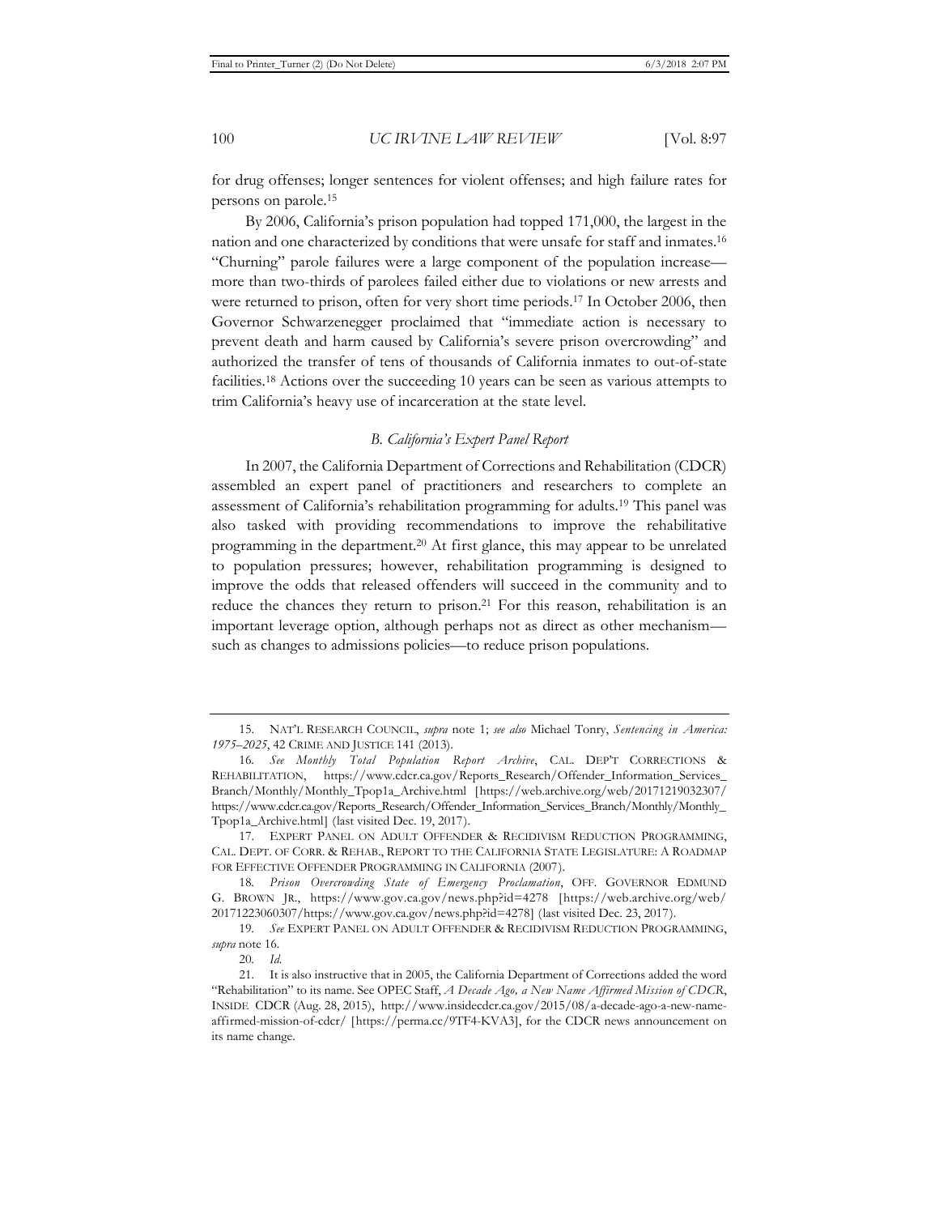for drug offenses; longer sentences for violent offenses; and high failure rates for persons on parole.[15]

By 2006, California's prison population had topped 171,000, the largest in the nation and one characterized by conditions that were unsafe for staff and inmates.[16] "Churning" parole failures were a large component of the population increase—more than two-thirds of parolees failed either due to violations or new arrests and were returned to prison, often for very short time periods.[17] In October 2006, then Governor Schwarzenegger proclaimed that "immediate action is necessary to prevent death and harm caused by California's severe prison overcrowding" and authorized the transfer of tens of thousands of California inmates to out-of-state facilities.[18] Actions over the succeeding 10 years can be seen as various attempts to trim California's heavy use of incarceration at the state level.

### *B. California's Expert Panel Report*

In 2007, the California Department of Corrections and Rehabilitation (CDCR) assembled an expert panel of practitioners and researchers to complete an assessment of California's rehabilitation programming for adults.[19] This panel was also tasked with providing recommendations to improve the rehabilitative programming in the department.[20] At first glance, this may appear to be unrelated to population pressures; however, rehabilitation programming is designed to improve the odds that released offenders will succeed in the community and to reduce the chances they return to prison.[21] For this reason, rehabilitation is an important leverage option, although perhaps not as direct as other mechanism—such as changes to admissions policies—to reduce prison populations.

---

15. NAT'L RESEARCH COUNCIL, *supra* note 1; *see also* Michael Tonry, *Sentencing in America: 1975–2025*, 42 CRIME AND JUSTICE 141 (2013).

16. *See Monthly Total Population Report Archive*, CAL. DEP'T CORRECTIONS & REHABILITATION, https://www.cdcr.ca.gov/Reports_Research/Offender_Information_Services_Branch/Monthly/Monthly_Tpop1a_Archive.html [https://web.archive.org/web/20171219032307/https://www.cdcr.ca.gov/Reports_Research/Offender_Information_Services_Branch/Monthly/Monthly_Tpop1a_Archive.html] (last visited Dec. 19, 2017).

17. EXPERT PANEL ON ADULT OFFENDER & RECIDIVISM REDUCTION PROGRAMMING, CAL. DEPT. OF CORR. & REHAB., REPORT TO THE CALIFORNIA STATE LEGISLATURE: A ROADMAP FOR EFFECTIVE OFFENDER PROGRAMMING IN CALIFORNIA (2007).

18. *Prison Overcrowding State of Emergency Proclamation*, OFF. GOVERNOR EDMUND G. BROWN JR., https://www.gov.ca.gov/news.php?id=4278 [https://web.archive.org/web/20171223060307/https://www.gov.ca.gov/news.php?id=4278] (last visited Dec. 23, 2017).

19. *See* EXPERT PANEL ON ADULT OFFENDER & RECIDIVISM REDUCTION PROGRAMMING, *supra* note 16.

20. *Id.*

21. It is also instructive that in 2005, the California Department of Corrections added the word "Rehabilitation" to its name. See OPEC Staff, *A Decade Ago, a New Name Affirmed Mission of CDCR*, INSIDE CDCR (Aug. 28, 2015), http://www.insidecdcr.ca.gov/2015/08/a-decade-ago-a-new-name-affirmed-mission-of-cdcr/ [https://perma.cc/9TF4-KVA3], for the CDCR news announcement on its name change.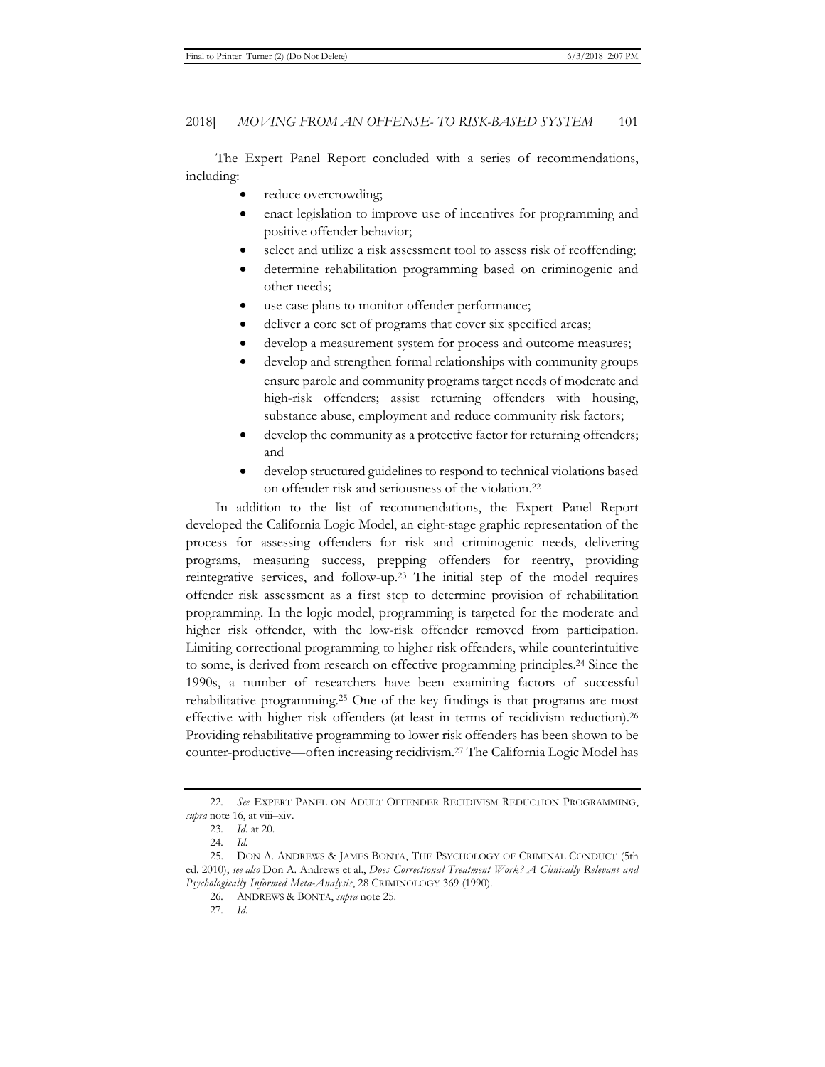The Expert Panel Report concluded with a series of recommendations, including:

- reduce overcrowding;
- enact legislation to improve use of incentives for programming and positive offender behavior;
- select and utilize a risk assessment tool to assess risk of reoffending;
- determine rehabilitation programming based on criminogenic and other needs;
- use case plans to monitor offender performance;
- deliver a core set of programs that cover six specified areas;
- develop a measurement system for process and outcome measures;
- develop and strengthen formal relationships with community groups ensure parole and community programs target needs of moderate and high-risk offenders; assist returning offenders with housing, substance abuse, employment and reduce community risk factors;
- develop the community as a protective factor for returning offenders; and
- develop structured guidelines to respond to technical violations based on offender risk and seriousness of the violation.[22]

In addition to the list of recommendations, the Expert Panel Report developed the California Logic Model, an eight-stage graphic representation of the process for assessing offenders for risk and criminogenic needs, delivering programs, measuring success, prepping offenders for reentry, providing reintegrative services, and follow-up.[23] The initial step of the model requires offender risk assessment as a first step to determine provision of rehabilitation programming. In the logic model, programming is targeted for the moderate and higher risk offender, with the low-risk offender removed from participation. Limiting correctional programming to higher risk offenders, while counterintuitive to some, is derived from research on effective programming principles.[24] Since the 1990s, a number of researchers have been examining factors of successful rehabilitative programming.[25] One of the key findings is that programs are most effective with higher risk offenders (at least in terms of recidivism reduction).[26] Providing rehabilitative programming to lower risk offenders has been shown to be counter-productive—often increasing recidivism.[27] The California Logic Model has

---

22. *See* EXPERT PANEL ON ADULT OFFENDER RECIDIVISM REDUCTION PROGRAMMING, *supra* note 16, at viii–xiv.

23. *Id.* at 20.

24. *Id.*

25. DON A. ANDREWS & JAMES BONTA, THE PSYCHOLOGY OF CRIMINAL CONDUCT (5th ed. 2010); *see also* Don A. Andrews et al., *Does Correctional Treatment Work? A Clinically Relevant and Psychologically Informed Meta-Analysis*, 28 CRIMINOLOGY 369 (1990).

26. ANDREWS & BONTA, *supra* note 25.

27. *Id.*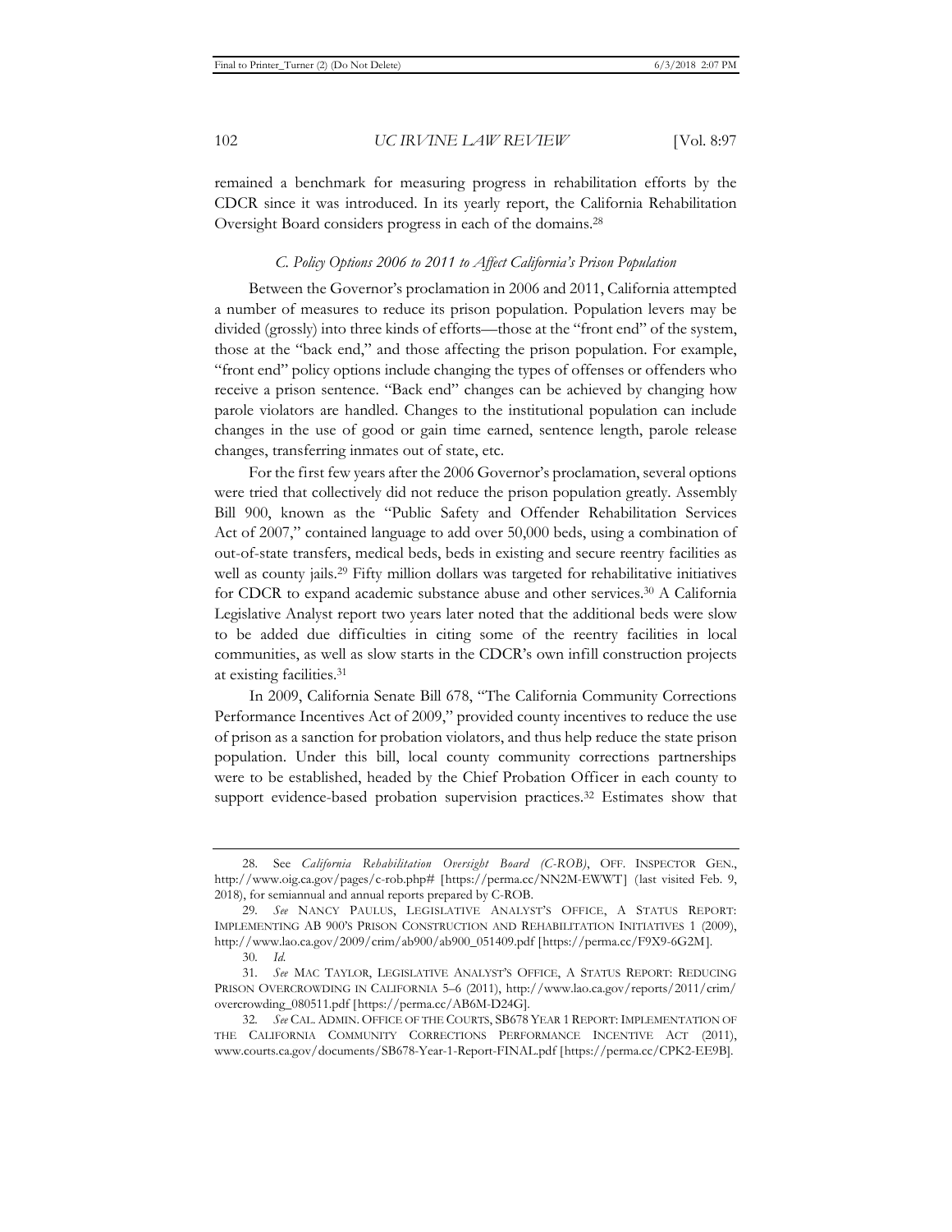remained a benchmark for measuring progress in rehabilitation efforts by the CDCR since it was introduced. In its yearly report, the California Rehabilitation Oversight Board considers progress in each of the domains.[28]

### *C. Policy Options 2006 to 2011 to Affect California's Prison Population*

Between the Governor's proclamation in 2006 and 2011, California attempted a number of measures to reduce its prison population. Population levers may be divided (grossly) into three kinds of efforts—those at the "front end" of the system, those at the "back end," and those affecting the prison population. For example, "front end" policy options include changing the types of offenses or offenders who receive a prison sentence. "Back end" changes can be achieved by changing how parole violators are handled. Changes to the institutional population can include changes in the use of good or gain time earned, sentence length, parole release changes, transferring inmates out of state, etc.

For the first few years after the 2006 Governor's proclamation, several options were tried that collectively did not reduce the prison population greatly. Assembly Bill 900, known as the "Public Safety and Offender Rehabilitation Services Act of 2007," contained language to add over 50,000 beds, using a combination of out-of-state transfers, medical beds, beds in existing and secure reentry facilities as well as county jails.[29] Fifty million dollars was targeted for rehabilitative initiatives for CDCR to expand academic substance abuse and other services.[30] A California Legislative Analyst report two years later noted that the additional beds were slow to be added due difficulties in citing some of the reentry facilities in local communities, as well as slow starts in the CDCR's own infill construction projects at existing facilities.[31]

In 2009, California Senate Bill 678, "The California Community Corrections Performance Incentives Act of 2009," provided county incentives to reduce the use of prison as a sanction for probation violators, and thus help reduce the state prison population. Under this bill, local county community corrections partnerships were to be established, headed by the Chief Probation Officer in each county to support evidence-based probation supervision practices.[32] Estimates show that

---

28. See *California Rehabilitation Oversight Board (C-ROB)*, OFF. INSPECTOR GEN., http://www.oig.ca.gov/pages/c-rob.php# [https://perma.cc/NN2M-EWWT] (last visited Feb. 9, 2018), for semiannual and annual reports prepared by C-ROB.

29. *See* NANCY PAULUS, LEGISLATIVE ANALYST'S OFFICE, A STATUS REPORT: IMPLEMENTING AB 900'S PRISON CONSTRUCTION AND REHABILITATION INITIATIVES 1 (2009), http://www.lao.ca.gov/2009/crim/ab900/ab900_051409.pdf [https://perma.cc/F9X9-6G2M].

30. *Id.*

31. *See* MAC TAYLOR, LEGISLATIVE ANALYST'S OFFICE, A STATUS REPORT: REDUCING PRISON OVERCROWDING IN CALIFORNIA 5–6 (2011), http://www.lao.ca.gov/reports/2011/crim/overcrowding_080511.pdf [https://perma.cc/AB6M-D24G].

32. *See* CAL. ADMIN. OFFICE OF THE COURTS, SB678 YEAR 1 REPORT: IMPLEMENTATION OF THE CALIFORNIA COMMUNITY CORRECTIONS PERFORMANCE INCENTIVE ACT (2011), www.courts.ca.gov/documents/SB678-Year-1-Report-FINAL.pdf [https://perma.cc/CPK2-EE9B].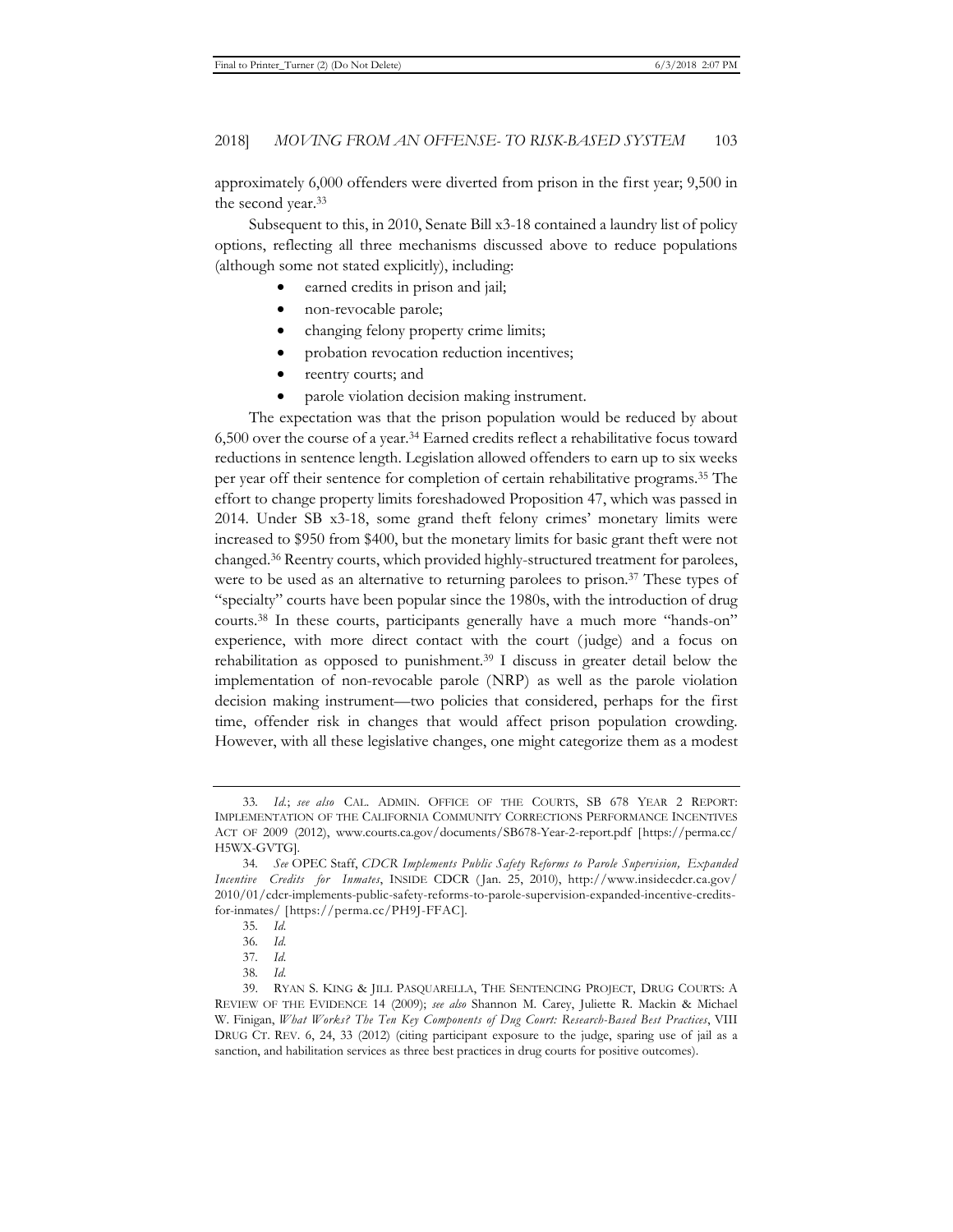approximately 6,000 offenders were diverted from prison in the first year; 9,500 in the second year.[33]

Subsequent to this, in 2010, Senate Bill x3-18 contained a laundry list of policy options, reflecting all three mechanisms discussed above to reduce populations (although some not stated explicitly), including:

- earned credits in prison and jail;
- non-revocable parole;
- changing felony property crime limits;
- probation revocation reduction incentives;
- reentry courts; and
- parole violation decision making instrument.

The expectation was that the prison population would be reduced by about 6,500 over the course of a year.[34] Earned credits reflect a rehabilitative focus toward reductions in sentence length. Legislation allowed offenders to earn up to six weeks per year off their sentence for completion of certain rehabilitative programs.[35] The effort to change property limits foreshadowed Proposition 47, which was passed in 2014. Under SB x3-18, some grand theft felony crimes' monetary limits were increased to $950 from $400, but the monetary limits for basic grant theft were not changed.[36] Reentry courts, which provided highly-structured treatment for parolees, were to be used as an alternative to returning parolees to prison.[37] These types of "specialty" courts have been popular since the 1980s, with the introduction of drug courts.[38] In these courts, participants generally have a much more "hands-on" experience, with more direct contact with the court (judge) and a focus on rehabilitation as opposed to punishment.[39] I discuss in greater detail below the implementation of non-revocable parole (NRP) as well as the parole violation decision making instrument—two policies that considered, perhaps for the first time, offender risk in changes that would affect prison population crowding. However, with all these legislative changes, one might categorize them as a modest

---

33. *Id.*; *see also* CAL. ADMIN. OFFICE OF THE COURTS, SB 678 YEAR 2 REPORT: IMPLEMENTATION OF THE CALIFORNIA COMMUNITY CORRECTIONS PERFORMANCE INCENTIVES ACT OF 2009 (2012), www.courts.ca.gov/documents/SB678-Year-2-report.pdf [https://perma.cc/H5WX-GVTG].

34. *See* OPEC Staff, *CDCR Implements Public Safety Reforms to Parole Supervision, Expanded Incentive Credits for Inmates*, INSIDE CDCR (Jan. 25, 2010), http://www.insidecdcr.ca.gov/2010/01/cdcr-implements-public-safety-reforms-to-parole-supervision-expanded-incentive-credits-for-inmates/ [https://perma.cc/PH9J-FFAC].

35. *Id.*

36. *Id.*

37. *Id.*

38. *Id.*

39. RYAN S. KING & JILL PASQUARELLA, THE SENTENCING PROJECT, DRUG COURTS: A REVIEW OF THE EVIDENCE 14 (2009); *see also* Shannon M. Carey, Juliette R. Mackin & Michael W. Finigan, *What Works? The Ten Key Components of Dug Court: Research-Based Best Practices*, VIII DRUG CT. REV. 6, 24, 33 (2012) (citing participant exposure to the judge, sparing use of jail as a sanction, and habilitation services as three best practices in drug courts for positive outcomes).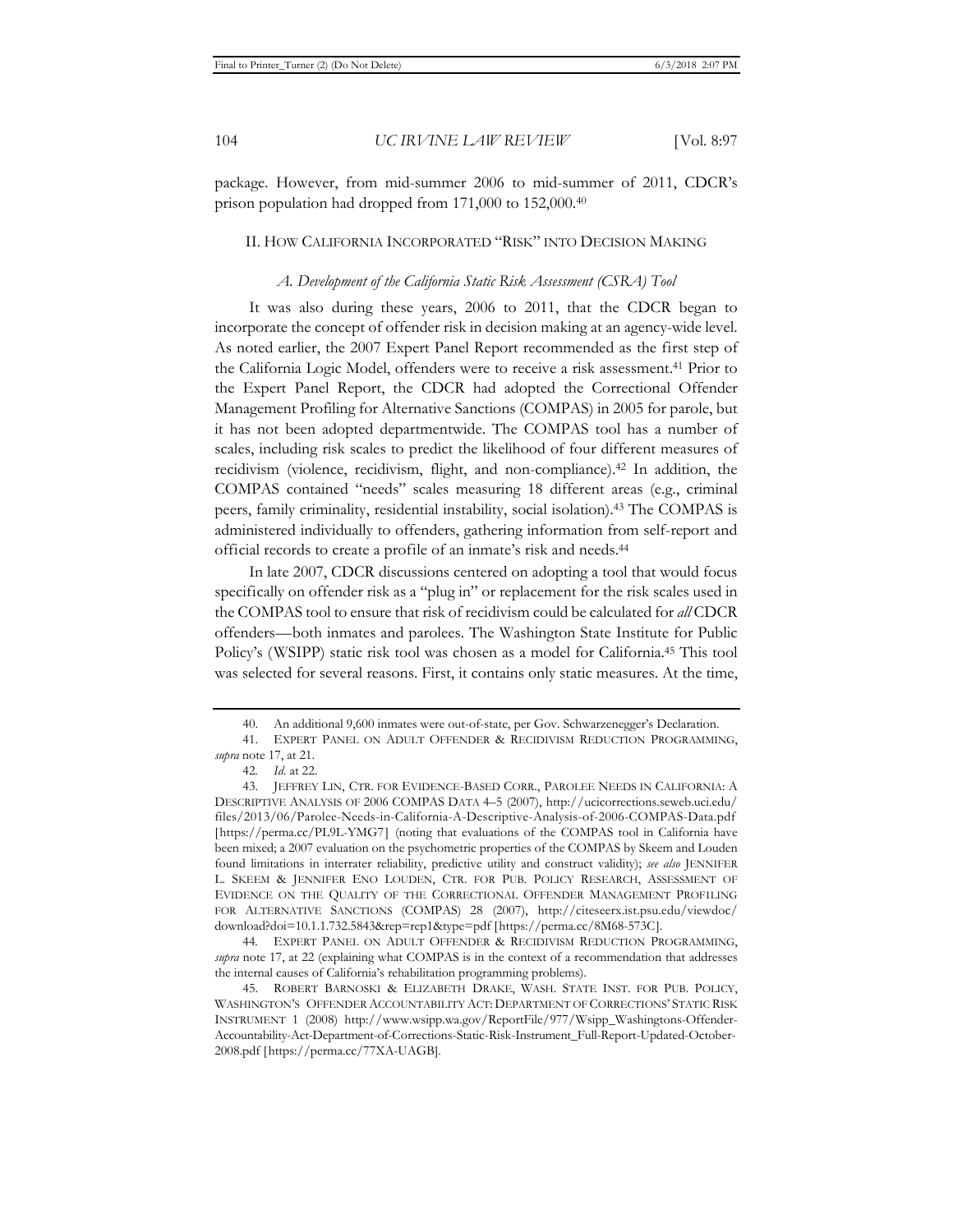package. However, from mid-summer 2006 to mid-summer of 2011, CDCR's prison population had dropped from 171,000 to 152,000.[40]

## II. HOW CALIFORNIA INCORPORATED "RISK" INTO DECISION MAKING

### *A. Development of the California Static Risk Assessment (CSRA) Tool*

It was also during these years, 2006 to 2011, that the CDCR began to incorporate the concept of offender risk in decision making at an agency-wide level. As noted earlier, the 2007 Expert Panel Report recommended as the first step of the California Logic Model, offenders were to receive a risk assessment.[41] Prior to the Expert Panel Report, the CDCR had adopted the Correctional Offender Management Profiling for Alternative Sanctions (COMPAS) in 2005 for parole, but it has not been adopted departmentwide. The COMPAS tool has a number of scales, including risk scales to predict the likelihood of four different measures of recidivism (violence, recidivism, flight, and non-compliance).[42] In addition, the COMPAS contained "needs" scales measuring 18 different areas (e.g., criminal peers, family criminality, residential instability, social isolation).[43] The COMPAS is administered individually to offenders, gathering information from self-report and official records to create a profile of an inmate's risk and needs.[44]

In late 2007, CDCR discussions centered on adopting a tool that would focus specifically on offender risk as a "plug in" or replacement for the risk scales used in the COMPAS tool to ensure that risk of recidivism could be calculated for *all* CDCR offenders—both inmates and parolees. The Washington State Institute for Public Policy's (WSIPP) static risk tool was chosen as a model for California.[45] This tool was selected for several reasons. First, it contains only static measures. At the time,

---

40. An additional 9,600 inmates were out-of-state, per Gov. Schwarzenegger's Declaration.

41. EXPERT PANEL ON ADULT OFFENDER & RECIDIVISM REDUCTION PROGRAMMING, *supra* note 17, at 21.

42. *Id.* at 22.

43. JEFFREY LIN, CTR. FOR EVIDENCE-BASED CORR., PAROLEE NEEDS IN CALIFORNIA: A DESCRIPTIVE ANALYSIS OF 2006 COMPAS DATA 4–5 (2007), http://ucicorrections.seweb.uci.edu/files/2013/06/Parolee-Needs-in-California-A-Descriptive-Analysis-of-2006-COMPAS-Data.pdf [https://perma.cc/PL9L-YMG7] (noting that evaluations of the COMPAS tool in California have been mixed; a 2007 evaluation on the psychometric properties of the COMPAS by Skeem and Louden found limitations in interrater reliability, predictive utility and construct validity); *see also* JENNIFER L. SKEEM & JENNIFER ENO LOUDEN, CTR. FOR PUB. POLICY RESEARCH, ASSESSMENT OF EVIDENCE ON THE QUALITY OF THE CORRECTIONAL OFFENDER MANAGEMENT PROFILING FOR ALTERNATIVE SANCTIONS (COMPAS) 28 (2007), http://citeseerx.ist.psu.edu/viewdoc/download?doi=10.1.1.732.5843&rep=rep1&type=pdf [https://perma.cc/8M68-573C].

44. EXPERT PANEL ON ADULT OFFENDER & RECIDIVISM REDUCTION PROGRAMMING, *supra* note 17, at 22 (explaining what COMPAS is in the context of a recommendation that addresses the internal causes of California's rehabilitation programming problems).

45. ROBERT BARNOSKI & ELIZABETH DRAKE, WASH. STATE INST. FOR PUB. POLICY, WASHINGTON'S OFFENDER ACCOUNTABILITY ACT: DEPARTMENT OF CORRECTIONS' STATIC RISK INSTRUMENT 1 (2008) http://www.wsipp.wa.gov/ReportFile/977/Wsipp_Washingtons-Offender-Accountability-Act-Department-of-Corrections-Static-Risk-Instrument_Full-Report-Updated-October-2008.pdf [https://perma.cc/77XA-UAGB].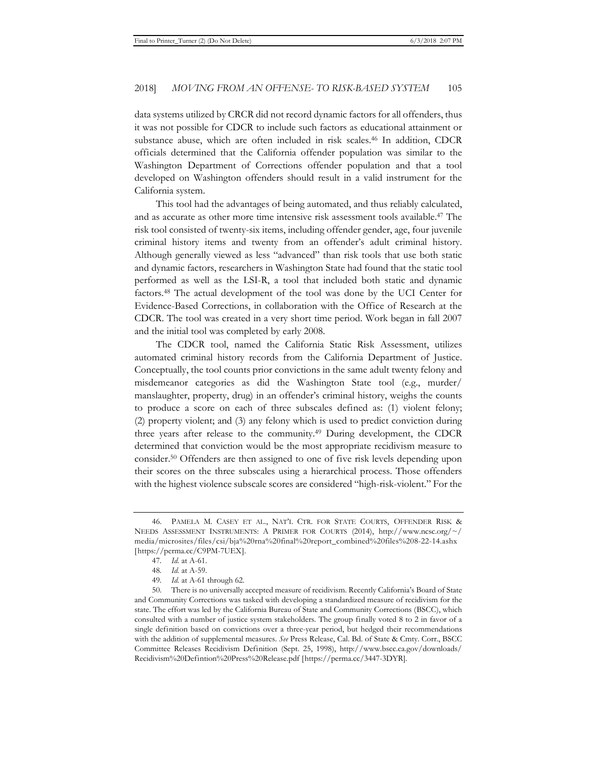data systems utilized by CRCR did not record dynamic factors for all offenders, thus it was not possible for CDCR to include such factors as educational attainment or substance abuse, which are often included in risk scales.[46] In addition, CDCR officials determined that the California offender population was similar to the Washington Department of Corrections offender population and that a tool developed on Washington offenders should result in a valid instrument for the California system.

This tool had the advantages of being automated, and thus reliably calculated, and as accurate as other more time intensive risk assessment tools available.[47] The risk tool consisted of twenty-six items, including offender gender, age, four juvenile criminal history items and twenty from an offender's adult criminal history. Although generally viewed as less "advanced" than risk tools that use both static and dynamic factors, researchers in Washington State had found that the static tool performed as well as the LSI-R, a tool that included both static and dynamic factors.[48] The actual development of the tool was done by the UCI Center for Evidence-Based Corrections, in collaboration with the Office of Research at the CDCR. The tool was created in a very short time period. Work began in fall 2007 and the initial tool was completed by early 2008.

The CDCR tool, named the California Static Risk Assessment, utilizes automated criminal history records from the California Department of Justice. Conceptually, the tool counts prior convictions in the same adult twenty felony and misdemeanor categories as did the Washington State tool (e.g., murder/manslaughter, property, drug) in an offender's criminal history, weighs the counts to produce a score on each of three subscales defined as: (1) violent felony; (2) property violent; and (3) any felony which is used to predict conviction during three years after release to the community.[49] During development, the CDCR determined that conviction would be the most appropriate recidivism measure to consider.[50] Offenders are then assigned to one of five risk levels depending upon their scores on the three subscales using a hierarchical process. Those offenders with the highest violence subscale scores are considered "high-risk-violent." For the

---

46. PAMELA M. CASEY ET AL., NAT'L CTR. FOR STATE COURTS, OFFENDER RISK & NEEDS ASSESSMENT INSTRUMENTS: A PRIMER FOR COURTS (2014), http://www.ncsc.org/~/media/microsites/files/csi/bja%20rna%20final%20report_combined%20files%208-22-14.ashx [https://perma.cc/C9PM-7UEX].

47. *Id.* at A-61.

48. *Id.* at A-59.

49. *Id.* at A-61 through 62.

50. There is no universally accepted measure of recidivism. Recently California's Board of State and Community Corrections was tasked with developing a standardized measure of recidivism for the state. The effort was led by the California Bureau of State and Community Corrections (BSCC), which consulted with a number of justice system stakeholders. The group finally voted 8 to 2 in favor of a single definition based on convictions over a three-year period, but hedged their recommendations with the addition of supplemental measures. *See* Press Release, Cal. Bd. of State & Cmty. Corr., BSCC Committee Releases Recidivism Definition (Sept. 25, 1998), http://www.bscc.ca.gov/downloads/Recidivism%20Defintion%20Press%20Release.pdf [https://perma.cc/3447-3DYR].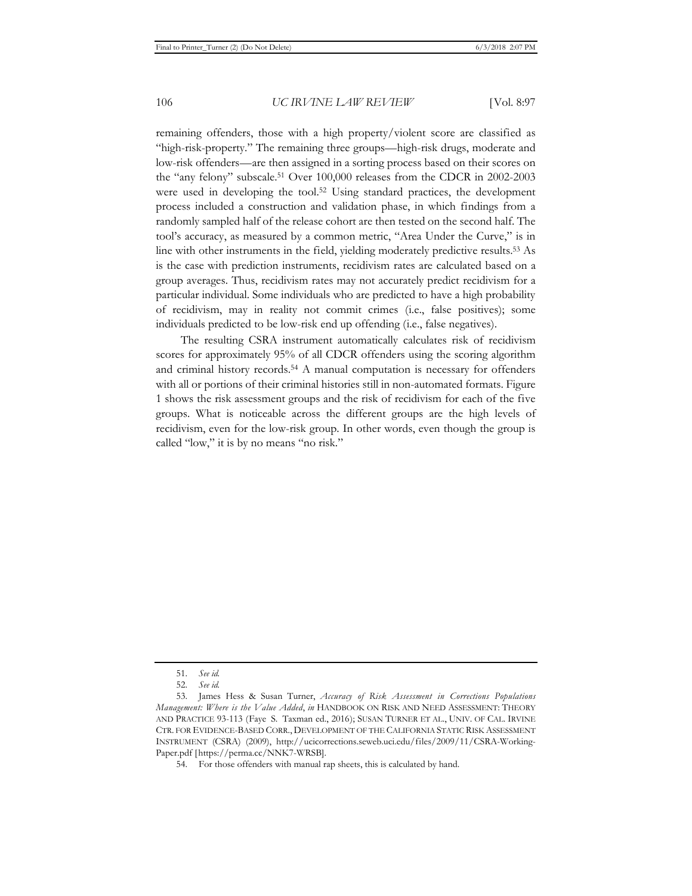remaining offenders, those with a high property/violent score are classified as "high-risk-property." The remaining three groups—high-risk drugs, moderate and low-risk offenders—are then assigned in a sorting process based on their scores on the "any felony" subscale.[51] Over 100,000 releases from the CDCR in 2002-2003 were used in developing the tool.[52] Using standard practices, the development process included a construction and validation phase, in which findings from a randomly sampled half of the release cohort are then tested on the second half. The tool's accuracy, as measured by a common metric, "Area Under the Curve," is in line with other instruments in the field, yielding moderately predictive results.[53] As is the case with prediction instruments, recidivism rates are calculated based on a group averages. Thus, recidivism rates may not accurately predict recidivism for a particular individual. Some individuals who are predicted to have a high probability of recidivism, may in reality not commit crimes (i.e., false positives); some individuals predicted to be low-risk end up offending (i.e., false negatives).

The resulting CSRA instrument automatically calculates risk of recidivism scores for approximately 95% of all CDCR offenders using the scoring algorithm and criminal history records.[54] A manual computation is necessary for offenders with all or portions of their criminal histories still in non-automated formats. Figure 1 shows the risk assessment groups and the risk of recidivism for each of the five groups. What is noticeable across the different groups are the high levels of recidivism, even for the low-risk group. In other words, even though the group is called "low," it is by no means "no risk."

---

51. *See id.*

52. *See id.*

53. James Hess & Susan Turner, *Accuracy of Risk Assessment in Corrections Populations Management: Where is the Value Added*, *in* HANDBOOK ON RISK AND NEED ASSESSMENT: THEORY AND PRACTICE 93-113 (Faye S. Taxman ed., 2016); SUSAN TURNER ET AL., UNIV. OF CAL. IRVINE CTR. FOR EVIDENCE-BASED CORR., DEVELOPMENT OF THE CALIFORNIA STATIC RISK ASSESSMENT INSTRUMENT (CSRA) (2009), http://ucicorrections.seweb.uci.edu/files/2009/11/CSRA-Working-Paper.pdf [https://perma.cc/NNK7-WRSB].

54. For those offenders with manual rap sheets, this is calculated by hand.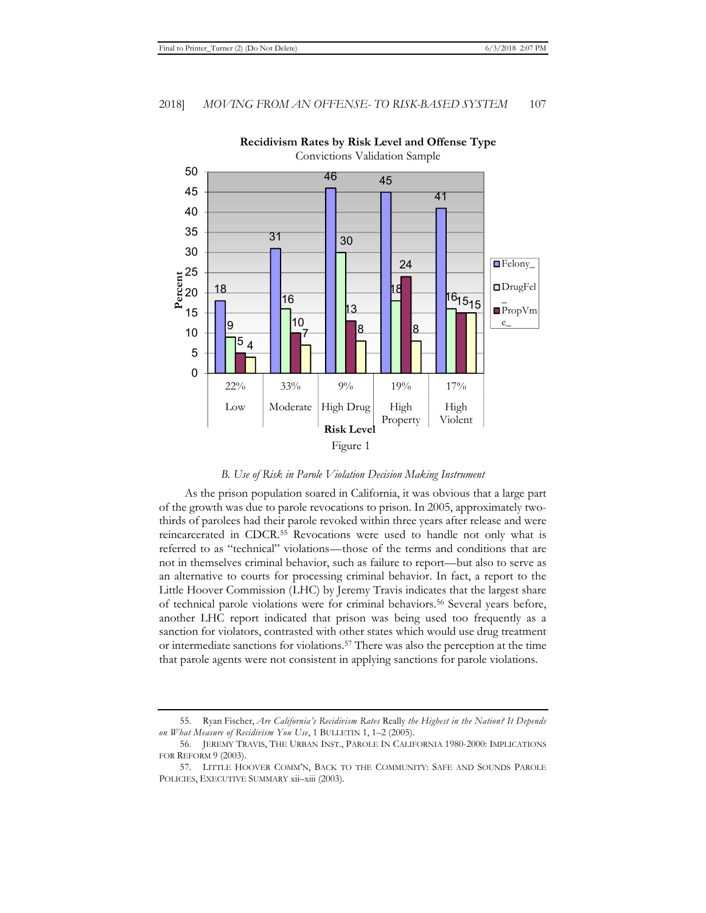**Recidivism Rates by Risk Level and Offense Type**

Convictions Validation Sample

| Risk Level | | Felony_ | DrugFel_ | PropVme_ | |
|---|---|---|---|---|---|
| Low | 22% | 18 | 9 | 5 | 4 |
| Moderate | 33% | 31 | 16 | 10 | 7 |
| High Drug | 9% | 46 | 30 | 13 | 8 |
| High Property | 19% | 45 | 18 | 24 | 8 |
| High Violent | 17% | 41 | 16 | 15 | 15 |

Percent

Figure 1

### *B. Use of Risk in Parole Violation Decision Making Instrument*

As the prison population soared in California, it was obvious that a large part of the growth was due to parole revocations to prison. In 2005, approximately two-thirds of parolees had their parole revoked within three years after release and were reincarcerated in CDCR.[55] Revocations were used to handle not only what is referred to as "technical" violations—those of the terms and conditions that are not in themselves criminal behavior, such as failure to report—but also to serve as an alternative to courts for processing criminal behavior. In fact, a report to the Little Hoover Commission (LHC) by Jeremy Travis indicates that the largest share of technical parole violations were for criminal behaviors.[56] Several years before, another LHC report indicated that prison was being used too frequently as a sanction for violators, contrasted with other states which would use drug treatment or intermediate sanctions for violations.[57] There was also the perception at the time that parole agents were not consistent in applying sanctions for parole violations.

---

55. Ryan Fischer, *Are California's Recidivism Rates* Really *the Highest in the Nation? It Depends on What Measure of Recidivism You Use*, 1 BULLETIN 1, 1–2 (2005).

56. JEREMY TRAVIS, THE URBAN INST., PAROLE IN CALIFORNIA 1980-2000: IMPLICATIONS FOR REFORM 9 (2003).

57. LITTLE HOOVER COMM'N, BACK TO THE COMMUNITY: SAFE AND SOUNDS PAROLE POLICIES, EXECUTIVE SUMMARY xii–xiii (2003).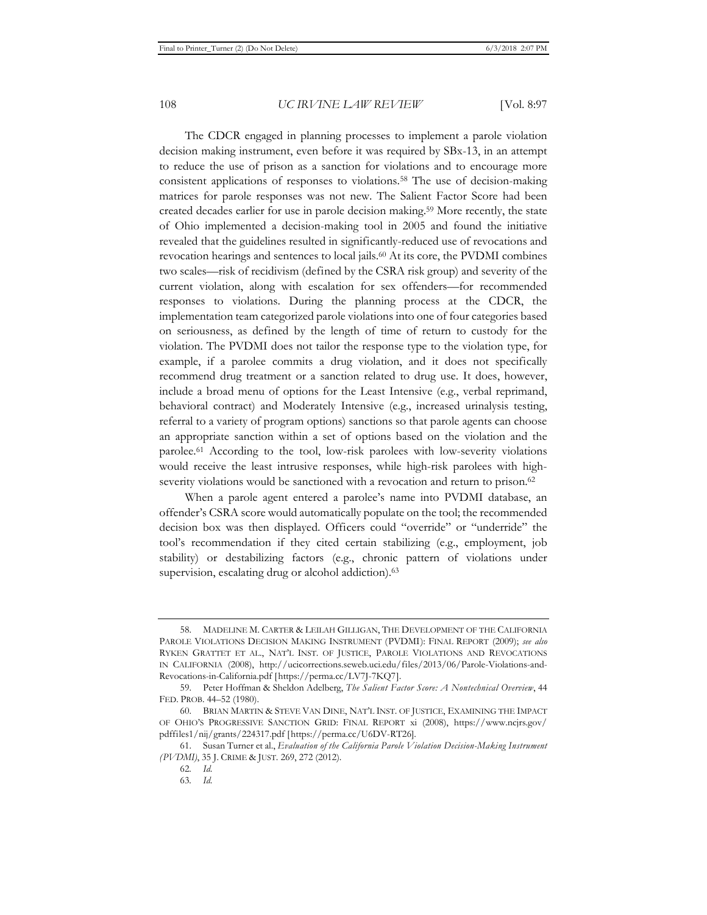The CDCR engaged in planning processes to implement a parole violation decision making instrument, even before it was required by SBx-13, in an attempt to reduce the use of prison as a sanction for violations and to encourage more consistent applications of responses to violations.[58] The use of decision-making matrices for parole responses was not new. The Salient Factor Score had been created decades earlier for use in parole decision making.[59] More recently, the state of Ohio implemented a decision-making tool in 2005 and found the initiative revealed that the guidelines resulted in significantly-reduced use of revocations and revocation hearings and sentences to local jails.[60] At its core, the PVDMI combines two scales—risk of recidivism (defined by the CSRA risk group) and severity of the current violation, along with escalation for sex offenders—for recommended responses to violations. During the planning process at the CDCR, the implementation team categorized parole violations into one of four categories based on seriousness, as defined by the length of time of return to custody for the violation. The PVDMI does not tailor the response type to the violation type, for example, if a parolee commits a drug violation, and it does not specifically recommend drug treatment or a sanction related to drug use. It does, however, include a broad menu of options for the Least Intensive (e.g., verbal reprimand, behavioral contract) and Moderately Intensive (e.g., increased urinalysis testing, referral to a variety of program options) sanctions so that parole agents can choose an appropriate sanction within a set of options based on the violation and the parolee.[61] According to the tool, low-risk parolees with low-severity violations would receive the least intrusive responses, while high-risk parolees with high-severity violations would be sanctioned with a revocation and return to prison.[62]

When a parole agent entered a parolee's name into PVDMI database, an offender's CSRA score would automatically populate on the tool; the recommended decision box was then displayed. Officers could "override" or "underride" the tool's recommendation if they cited certain stabilizing (e.g., employment, job stability) or destabilizing factors (e.g., chronic pattern of violations under supervision, escalating drug or alcohol addiction).[63]

---

58. MADELINE M. CARTER & LEILAH GILLIGAN, THE DEVELOPMENT OF THE CALIFORNIA PAROLE VIOLATIONS DECISION MAKING INSTRUMENT (PVDMI): FINAL REPORT (2009); *see also* RYKEN GRATTET ET AL., NAT'L INST. OF JUSTICE, PAROLE VIOLATIONS AND REVOCATIONS IN CALIFORNIA (2008), http://ucicorrections.seweb.uci.edu/files/2013/06/Parole-Violations-and-Revocations-in-California.pdf [https://perma.cc/LV7J-7KQ7].

59. Peter Hoffman & Sheldon Adelberg, *The Salient Factor Score: A Nontechnical Overview*, 44 FED. PROB. 44–52 (1980).

60. BRIAN MARTIN & STEVE VAN DINE, NAT'L INST. OF JUSTICE, EXAMINING THE IMPACT OF OHIO'S PROGRESSIVE SANCTION GRID: FINAL REPORT xi (2008), https://www.ncjrs.gov/pdffiles1/nij/grants/224317.pdf [https://perma.cc/U6DV-RT26].

61. Susan Turner et al., *Evaluation of the California Parole Violation Decision-Making Instrument (PVDMI)*, 35 J. CRIME & JUST. 269, 272 (2012).

62. *Id.*

63. *Id.*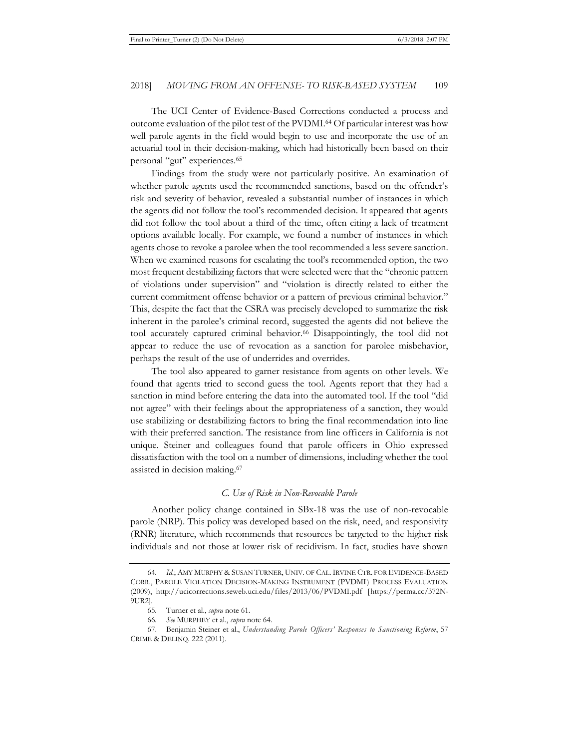The UCI Center of Evidence-Based Corrections conducted a process and outcome evaluation of the pilot test of the PVDMI.[64] Of particular interest was how well parole agents in the field would begin to use and incorporate the use of an actuarial tool in their decision-making, which had historically been based on their personal "gut" experiences.[65]

Findings from the study were not particularly positive. An examination of whether parole agents used the recommended sanctions, based on the offender's risk and severity of behavior, revealed a substantial number of instances in which the agents did not follow the tool's recommended decision. It appeared that agents did not follow the tool about a third of the time, often citing a lack of treatment options available locally. For example, we found a number of instances in which agents chose to revoke a parolee when the tool recommended a less severe sanction. When we examined reasons for escalating the tool's recommended option, the two most frequent destabilizing factors that were selected were that the "chronic pattern of violations under supervision" and "violation is directly related to either the current commitment offense behavior or a pattern of previous criminal behavior." This, despite the fact that the CSRA was precisely developed to summarize the risk inherent in the parolee's criminal record, suggested the agents did not believe the tool accurately captured criminal behavior.[66] Disappointingly, the tool did not appear to reduce the use of revocation as a sanction for parolee misbehavior, perhaps the result of the use of underrides and overrides.

The tool also appeared to garner resistance from agents on other levels. We found that agents tried to second guess the tool. Agents report that they had a sanction in mind before entering the data into the automated tool. If the tool "did not agree" with their feelings about the appropriateness of a sanction, they would use stabilizing or destabilizing factors to bring the final recommendation into line with their preferred sanction. The resistance from line officers in California is not unique. Steiner and colleagues found that parole officers in Ohio expressed dissatisfaction with the tool on a number of dimensions, including whether the tool assisted in decision making.[67]

### *C. Use of Risk in Non-Revocable Parole*

Another policy change contained in SBx-18 was the use of non-revocable parole (NRP). This policy was developed based on the risk, need, and responsivity (RNR) literature, which recommends that resources be targeted to the higher risk individuals and not those at lower risk of recidivism. In fact, studies have shown

---

64. *Id.*; AMY MURPHY & SUSAN TURNER, UNIV. OF CAL. IRVINE CTR. FOR EVIDENCE-BASED CORR., PAROLE VIOLATION DECISION-MAKING INSTRUMENT (PVDMI) PROCESS EVALUATION (2009), http://ucicorrections.seweb.uci.edu/files/2013/06/PVDMI.pdf [https://perma.cc/372N-9UR2].

65. Turner et al., *supra* note 61.

66. *See* MURPHEY et al., *supra* note 64.

67. Benjamin Steiner et al., *Understanding Parole Officers' Responses to Sanctioning Reform*, 57 CRIME & DELINQ. 222 (2011).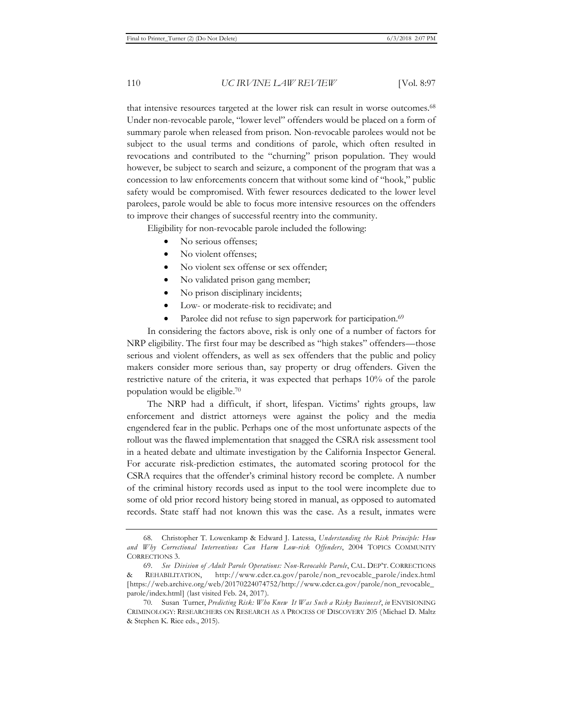that intensive resources targeted at the lower risk can result in worse outcomes.[68] Under non-revocable parole, "lower level" offenders would be placed on a form of summary parole when released from prison. Non-revocable parolees would not be subject to the usual terms and conditions of parole, which often resulted in revocations and contributed to the "churning" prison population. They would however, be subject to search and seizure, a component of the program that was a concession to law enforcements concern that without some kind of "hook," public safety would be compromised. With fewer resources dedicated to the lower level parolees, parole would be able to focus more intensive resources on the offenders to improve their changes of successful reentry into the community.

Eligibility for non-revocable parole included the following:

- No serious offenses;
- No violent offenses;
- No violent sex offense or sex offender;
- No validated prison gang member;
- No prison disciplinary incidents;
- Low- or moderate-risk to recidivate; and
- Parolee did not refuse to sign paperwork for participation.[69]

In considering the factors above, risk is only one of a number of factors for NRP eligibility. The first four may be described as "high stakes" offenders—those serious and violent offenders, as well as sex offenders that the public and policy makers consider more serious than, say property or drug offenders. Given the restrictive nature of the criteria, it was expected that perhaps 10% of the parole population would be eligible.[70]

The NRP had a difficult, if short, lifespan. Victims' rights groups, law enforcement and district attorneys were against the policy and the media engendered fear in the public. Perhaps one of the most unfortunate aspects of the rollout was the flawed implementation that snagged the CSRA risk assessment tool in a heated debate and ultimate investigation by the California Inspector General. For accurate risk-prediction estimates, the automated scoring protocol for the CSRA requires that the offender's criminal history record be complete. A number of the criminal history records used as input to the tool were incomplete due to some of old prior record history being stored in manual, as opposed to automated records. State staff had not known this was the case. As a result, inmates were

---

68. Christopher T. Lowenkamp & Edward J. Latessa, *Understanding the Risk Principle: How and Why Correctional Interventions Can Harm Low-risk Offenders*, 2004 TOPICS COMMUNITY CORRECTIONS 3.

69. *See Division of Adult Parole Operations: Non-Revocable Parole*, CAL. DEP'T. CORRECTIONS & REHABILITATION, http://www.cdcr.ca.gov/parole/non_revocable_parole/index.html [https://web.archive.org/web/20170224074752/http://www.cdcr.ca.gov/parole/non_revocable_parole/index.html] (last visited Feb. 24, 2017).

70. Susan Turner, *Predicting Risk: Who Knew It Was Such a Risky Business?*, *in* ENVISIONING CRIMINOLOGY: RESEARCHERS ON RESEARCH AS A PROCESS OF DISCOVERY 205 (Michael D. Maltz & Stephen K. Rice eds., 2015).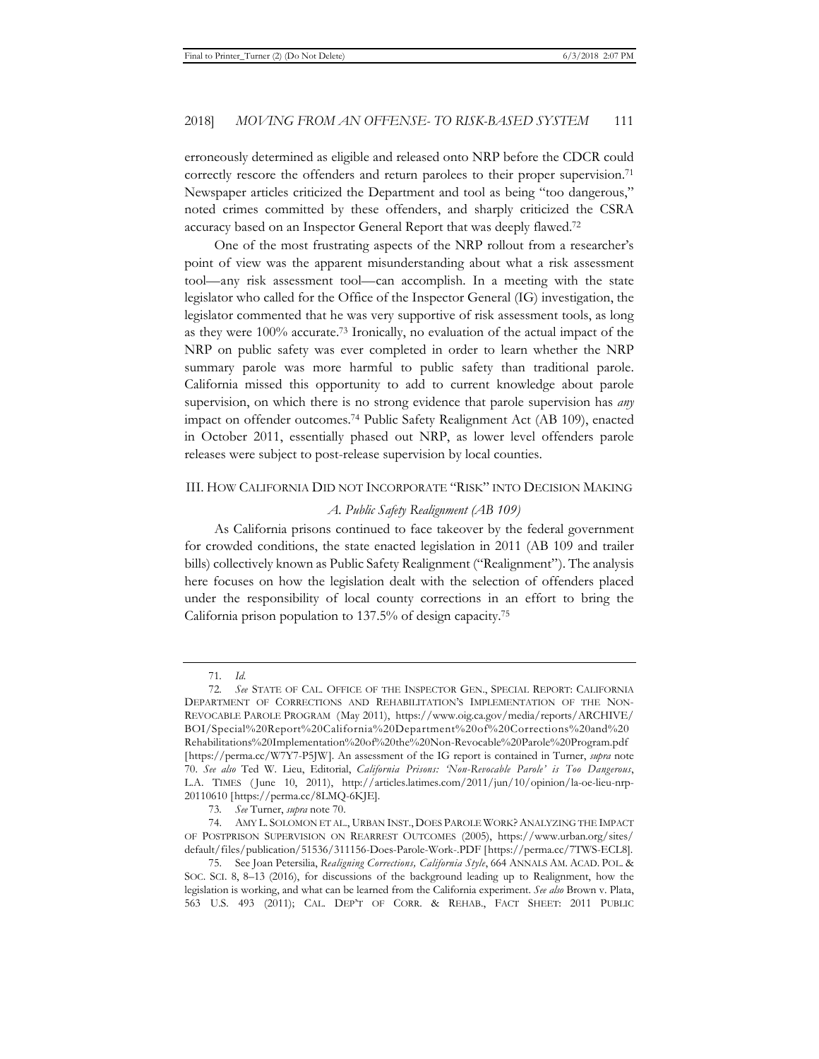erroneously determined as eligible and released onto NRP before the CDCR could correctly rescore the offenders and return parolees to their proper supervision.[71] Newspaper articles criticized the Department and tool as being "too dangerous," noted crimes committed by these offenders, and sharply criticized the CSRA accuracy based on an Inspector General Report that was deeply flawed.[72]

One of the most frustrating aspects of the NRP rollout from a researcher's point of view was the apparent misunderstanding about what a risk assessment tool—any risk assessment tool—can accomplish. In a meeting with the state legislator who called for the Office of the Inspector General (IG) investigation, the legislator commented that he was very supportive of risk assessment tools, as long as they were 100% accurate.[73] Ironically, no evaluation of the actual impact of the NRP on public safety was ever completed in order to learn whether the NRP summary parole was more harmful to public safety than traditional parole. California missed this opportunity to add to current knowledge about parole supervision, on which there is no strong evidence that parole supervision has *any* impact on offender outcomes.[74] Public Safety Realignment Act (AB 109), enacted in October 2011, essentially phased out NRP, as lower level offenders parole releases were subject to post-release supervision by local counties.

## III. How California Did not Incorporate "Risk" into Decision Making

### *A. Public Safety Realignment (AB 109)*

As California prisons continued to face takeover by the federal government for crowded conditions, the state enacted legislation in 2011 (AB 109 and trailer bills) collectively known as Public Safety Realignment ("Realignment"). The analysis here focuses on how the legislation dealt with the selection of offenders placed under the responsibility of local county corrections in an effort to bring the California prison population to 137.5% of design capacity.[75]

---

71. *Id.*

72. *See* State of Cal. Office of the Inspector Gen., Special Report: California Department of Corrections and Rehabilitation's Implementation of the Non-Revocable Parole Program (May 2011), https://www.oig.ca.gov/media/reports/ARCHIVE/BOI/Special%20Report%20California%20Department%20of%20Corrections%20and%20Rehabilitations%20Implementation%20of%20the%20Non-Revocable%20Parole%20Program.pdf [https://perma.cc/W7Y7-P5JW]. An assessment of the IG report is contained in Turner, *supra* note 70. *See also* Ted W. Lieu, Editorial, *California Prisons: 'Non-Revocable Parole' is Too Dangerous*, L.A. Times (June 10, 2011), http://articles.latimes.com/2011/jun/10/opinion/la-oe-lieu-nrp-20110610 [https://perma.cc/8LMQ-6KJE].

73. *See* Turner, *supra* note 70.

74. Amy L. Solomon et al., Urban Inst., Does Parole Work? Analyzing the Impact of Postprison Supervision on Rearrest Outcomes (2005), https://www.urban.org/sites/default/files/publication/51536/311156-Does-Parole-Work-.PDF [https://perma.cc/7TWS-ECL8].

75. See Joan Petersilia, *Realigning Corrections, California Style*, 664 Annals Am. Acad. Pol. & Soc. Sci. 8, 8–13 (2016), for discussions of the background leading up to Realignment, how the legislation is working, and what can be learned from the California experiment. *See also* Brown v. Plata, 563 U.S. 493 (2011); Cal. Dep't of Corr. & Rehab., Fact Sheet: 2011 Public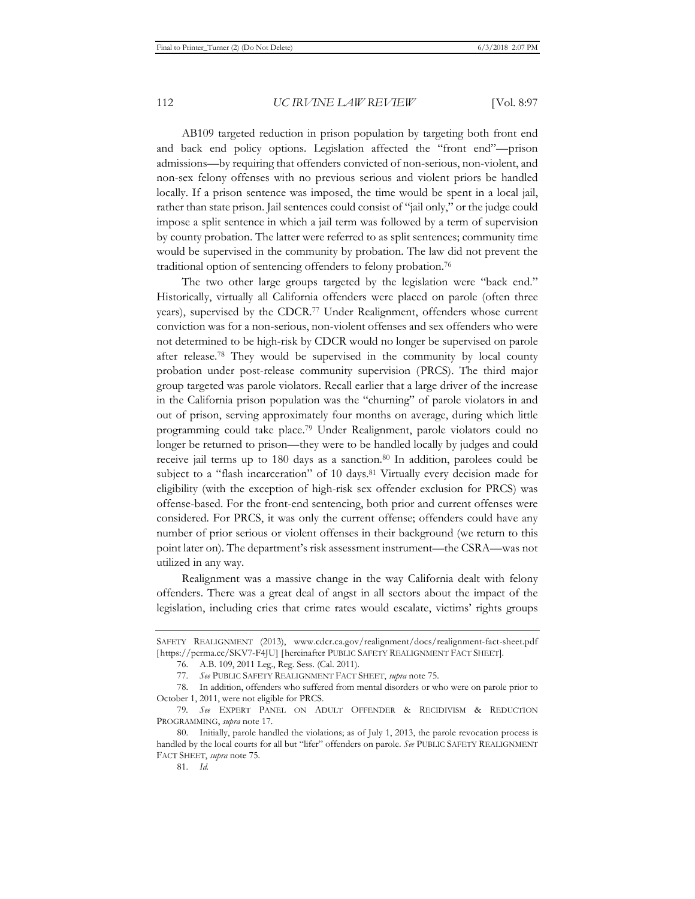AB109 targeted reduction in prison population by targeting both front end and back end policy options. Legislation affected the "front end"—prison admissions—by requiring that offenders convicted of non-serious, non-violent, and non-sex felony offenses with no previous serious and violent priors be handled locally. If a prison sentence was imposed, the time would be spent in a local jail, rather than state prison. Jail sentences could consist of "jail only," or the judge could impose a split sentence in which a jail term was followed by a term of supervision by county probation. The latter were referred to as split sentences; community time would be supervised in the community by probation. The law did not prevent the traditional option of sentencing offenders to felony probation.[76]

The two other large groups targeted by the legislation were "back end." Historically, virtually all California offenders were placed on parole (often three years), supervised by the CDCR.[77] Under Realignment, offenders whose current conviction was for a non-serious, non-violent offenses and sex offenders who were not determined to be high-risk by CDCR would no longer be supervised on parole after release.[78] They would be supervised in the community by local county probation under post-release community supervision (PRCS). The third major group targeted was parole violators. Recall earlier that a large driver of the increase in the California prison population was the "churning" of parole violators in and out of prison, serving approximately four months on average, during which little programming could take place.[79] Under Realignment, parole violators could no longer be returned to prison—they were to be handled locally by judges and could receive jail terms up to 180 days as a sanction.[80] In addition, parolees could be subject to a "flash incarceration" of 10 days.[81] Virtually every decision made for eligibility (with the exception of high-risk sex offender exclusion for PRCS) was offense-based. For the front-end sentencing, both prior and current offenses were considered. For PRCS, it was only the current offense; offenders could have any number of prior serious or violent offenses in their background (we return to this point later on). The department's risk assessment instrument—the CSRA—was not utilized in any way.

Realignment was a massive change in the way California dealt with felony offenders. There was a great deal of angst in all sectors about the impact of the legislation, including cries that crime rates would escalate, victims' rights groups

---

SAFETY REALIGNMENT (2013), www.cdcr.ca.gov/realignment/docs/realignment-fact-sheet.pdf [https://perma.cc/SKV7-F4JU] [hereinafter PUBLIC SAFETY REALIGNMENT FACT SHEET].

76. A.B. 109, 2011 Leg., Reg. Sess. (Cal. 2011).

77. *See* PUBLIC SAFETY REALIGNMENT FACT SHEET, *supra* note 75.

78. In addition, offenders who suffered from mental disorders or who were on parole prior to October 1, 2011, were not eligible for PRCS.

79. *See* EXPERT PANEL ON ADULT OFFENDER & RECIDIVISM & REDUCTION PROGRAMMING, *supra* note 17.

80. Initially, parole handled the violations; as of July 1, 2013, the parole revocation process is handled by the local courts for all but "lifer" offenders on parole. *See* PUBLIC SAFETY REALIGNMENT FACT SHEET, *supra* note 75.

81. *Id.*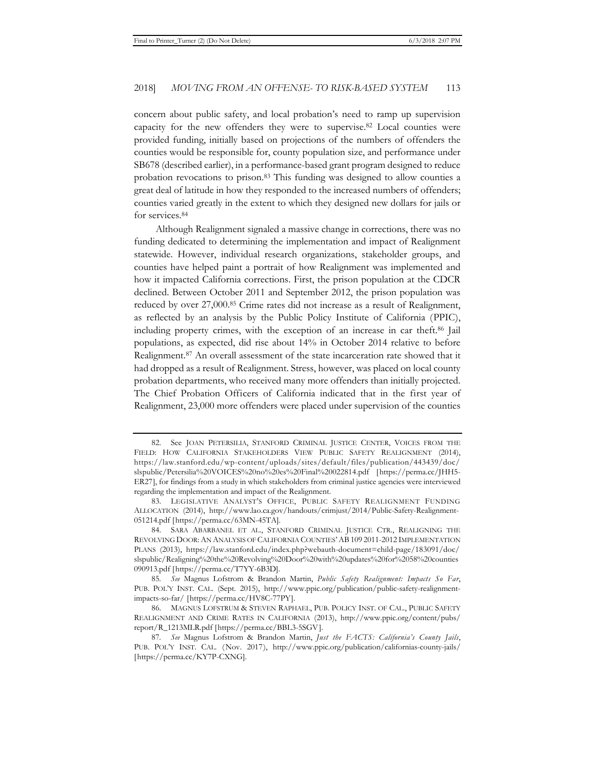concern about public safety, and local probation's need to ramp up supervision capacity for the new offenders they were to supervise.[82] Local counties were provided funding, initially based on projections of the numbers of offenders the counties would be responsible for, county population size, and performance under SB678 (described earlier), in a performance-based grant program designed to reduce probation revocations to prison.[83] This funding was designed to allow counties a great deal of latitude in how they responded to the increased numbers of offenders; counties varied greatly in the extent to which they designed new dollars for jails or for services.[84]

Although Realignment signaled a massive change in corrections, there was no funding dedicated to determining the implementation and impact of Realignment statewide. However, individual research organizations, stakeholder groups, and counties have helped paint a portrait of how Realignment was implemented and how it impacted California corrections. First, the prison population at the CDCR declined. Between October 2011 and September 2012, the prison population was reduced by over 27,000.[85] Crime rates did not increase as a result of Realignment, as reflected by an analysis by the Public Policy Institute of California (PPIC), including property crimes, with the exception of an increase in car theft.[86] Jail populations, as expected, did rise about 14% in October 2014 relative to before Realignment.[87] An overall assessment of the state incarceration rate showed that it had dropped as a result of Realignment. Stress, however, was placed on local county probation departments, who received many more offenders than initially projected. The Chief Probation Officers of California indicated that in the first year of Realignment, 23,000 more offenders were placed under supervision of the counties

---

82. See JOAN PETERSILIA, STANFORD CRIMINAL JUSTICE CENTER, VOICES FROM THE FIELD: HOW CALIFORNIA STAKEHOLDERS VIEW PUBLIC SAFETY REALIGNMENT (2014), https://law.stanford.edu/wp-content/uploads/sites/default/files/publication/443439/doc/slspublic/Petersilia%20VOICES%20no%20es%20Final%20022814.pdf [https://perma.cc/JHH5-ER27], for findings from a study in which stakeholders from criminal justice agencies were interviewed regarding the implementation and impact of the Realignment.

83. LEGISLATIVE ANALYST'S OFFICE, PUBLIC SAFETY REALIGNMENT FUNDING ALLOCATION (2014), http://www.lao.ca.gov/handouts/crimjust/2014/Public-Safety-Realignment-051214.pdf [https://perma.cc/63MN-45TA].

84. SARA ABARBANEL ET AL., STANFORD CRIMINAL JUSTICE CTR., REALIGNING THE REVOLVING DOOR: AN ANALYSIS OF CALIFORNIA COUNTIES' AB 109 2011-2012 IMPLEMENTATION PLANS (2013), https://law.stanford.edu/index.php?webauth-document=child-page/183091/doc/slspublic/Realigning%20the%20Revolving%20Door%20with%20updates%20for%2058%20counties090913.pdf [https://perma.cc/T7YY-6B3D].

85. *See* Magnus Lofstrom & Brandon Martin, *Public Safety Realignment: Impacts So Far*, PUB. POL'Y INST. CAL. (Sept. 2015), http://www.ppic.org/publication/public-safety-realignment-impacts-so-far/ [https://perma.cc/HV8C-77PY].

86. MAGNUS LOFSTROM & STEVEN RAPHAEL, PUB. POLICY INST. OF CAL., PUBLIC SAFETY REALIGNMENT AND CRIME RATES IN CALIFORNIA (2013), http://www.ppic.org/content/pubs/report/R_1213MLR.pdf [https://perma.cc/BBL3-5SGV].

87. *See* Magnus Lofstrom & Brandon Martin, *Just the FACTS: California's County Jails*, PUB. POL'Y INST. CAL. (Nov. 2017), http://www.ppic.org/publication/californias-county-jails/ [https://perma.cc/KY7P-CXNG].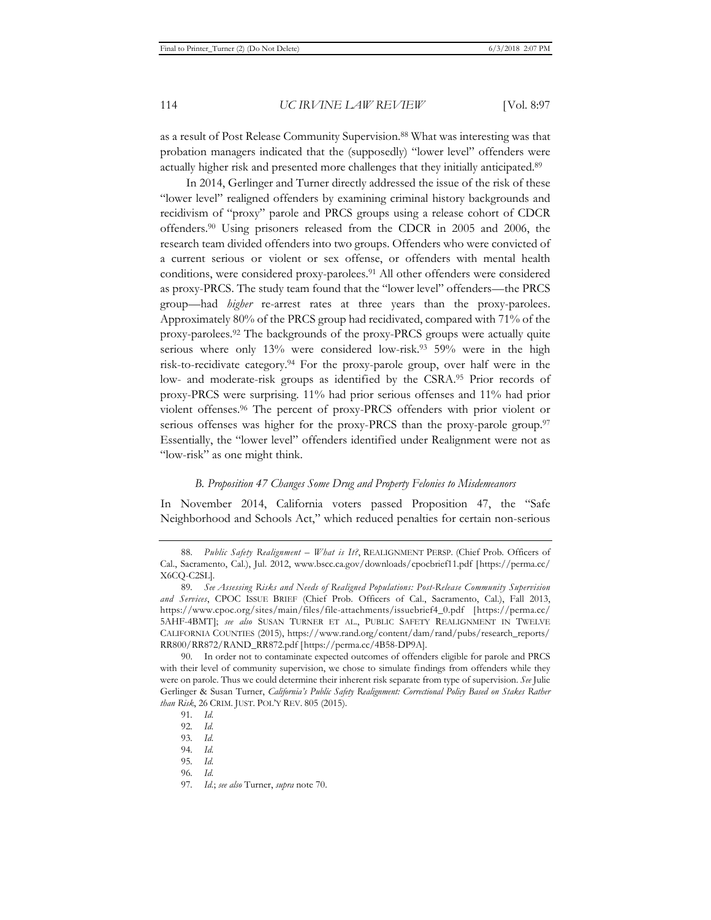as a result of Post Release Community Supervision.[88] What was interesting was that probation managers indicated that the (supposedly) "lower level" offenders were actually higher risk and presented more challenges that they initially anticipated.[89]

In 2014, Gerlinger and Turner directly addressed the issue of the risk of these "lower level" realigned offenders by examining criminal history backgrounds and recidivism of "proxy" parole and PRCS groups using a release cohort of CDCR offenders.[90] Using prisoners released from the CDCR in 2005 and 2006, the research team divided offenders into two groups. Offenders who were convicted of a current serious or violent or sex offense, or offenders with mental health conditions, were considered proxy-parolees.[91] All other offenders were considered as proxy-PRCS. The study team found that the "lower level" offenders—the PRCS group—had *higher* re-arrest rates at three years than the proxy-parolees. Approximately 80% of the PRCS group had recidivated, compared with 71% of the proxy-parolees.[92] The backgrounds of the proxy-PRCS groups were actually quite serious where only 13% were considered low-risk.[93] 59% were in the high risk-to-recidivate category.[94] For the proxy-parole group, over half were in the low- and moderate-risk groups as identified by the CSRA.[95] Prior records of proxy-PRCS were surprising. 11% had prior serious offenses and 11% had prior violent offenses.[96] The percent of proxy-PRCS offenders with prior violent or serious offenses was higher for the proxy-PRCS than the proxy-parole group.[97] Essentially, the "lower level" offenders identified under Realignment were not as "low-risk" as one might think.

### *B. Proposition 47 Changes Some Drug and Property Felonies to Misdemeanors*

In November 2014, California voters passed Proposition 47, the "Safe Neighborhood and Schools Act," which reduced penalties for certain non-serious

---

88. *Public Safety Realignment – What is It?*, REALIGNMENT PERSP. (Chief Prob. Officers of Cal., Sacramento, Cal.), Jul. 2012, www.bscc.ca.gov/downloads/cpocbrief11.pdf [https://perma.cc/X6CQ-C2SL].

89. *See Assessing Risks and Needs of Realigned Populations: Post-Release Community Supervision and Services*, CPOC ISSUE BRIEF (Chief Prob. Officers of Cal., Sacramento, Cal.), Fall 2013, https://www.cpoc.org/sites/main/files/file-attachments/issuebrief4_0.pdf [https://perma.cc/5AHF-4BMT]; *see also* SUSAN TURNER ET AL., PUBLIC SAFETY REALIGNMENT IN TWELVE CALIFORNIA COUNTIES (2015), https://www.rand.org/content/dam/rand/pubs/research_reports/RR800/RR872/RAND_RR872.pdf [https://perma.cc/4B58-DP9A].

90. In order not to contaminate expected outcomes of offenders eligible for parole and PRCS with their level of community supervision, we chose to simulate findings from offenders while they were on parole. Thus we could determine their inherent risk separate from type of supervision. *See* Julie Gerlinger & Susan Turner, *California's Public Safety Realignment: Correctional Policy Based on Stakes Rather than Risk*, 26 CRIM. JUST. POL'Y REV. 805 (2015).

91. *Id.*

92. *Id.*

93. *Id.*

94. *Id.*

95. *Id.*

96. *Id.*

97. *Id.*; *see also* Turner, *supra* note 70.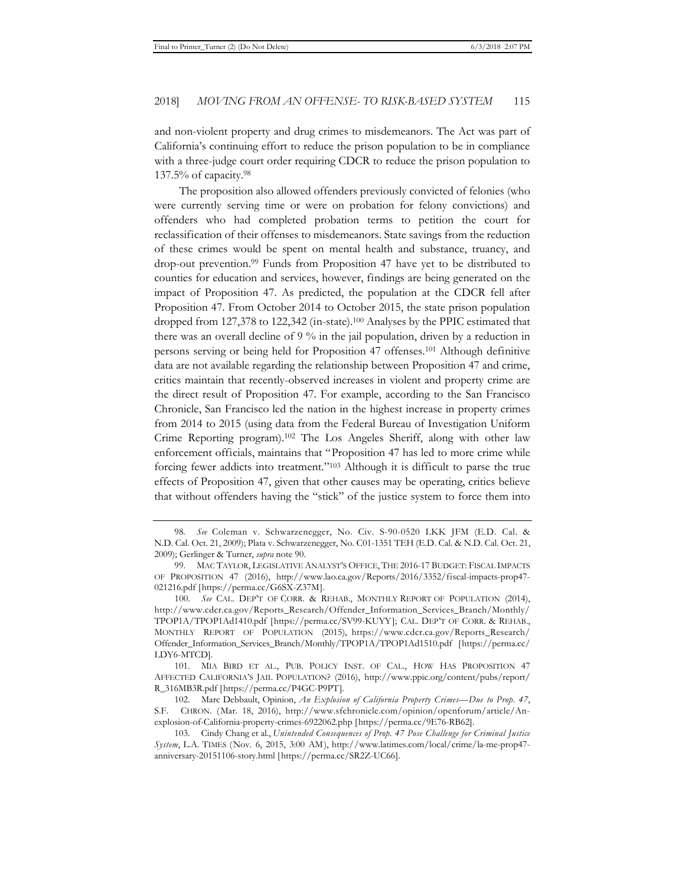and non-violent property and drug crimes to misdemeanors. The Act was part of California's continuing effort to reduce the prison population to be in compliance with a three-judge court order requiring CDCR to reduce the prison population to 137.5% of capacity.[98]

The proposition also allowed offenders previously convicted of felonies (who were currently serving time or were on probation for felony convictions) and offenders who had completed probation terms to petition the court for reclassification of their offenses to misdemeanors. State savings from the reduction of these crimes would be spent on mental health and substance, truancy, and drop-out prevention.[99] Funds from Proposition 47 have yet to be distributed to counties for education and services, however, findings are being generated on the impact of Proposition 47. As predicted, the population at the CDCR fell after Proposition 47. From October 2014 to October 2015, the state prison population dropped from 127,378 to 122,342 (in-state).[100] Analyses by the PPIC estimated that there was an overall decline of 9 % in the jail population, driven by a reduction in persons serving or being held for Proposition 47 offenses.[101] Although definitive data are not available regarding the relationship between Proposition 47 and crime, critics maintain that recently-observed increases in violent and property crime are the direct result of Proposition 47. For example, according to the San Francisco Chronicle, San Francisco led the nation in the highest increase in property crimes from 2014 to 2015 (using data from the Federal Bureau of Investigation Uniform Crime Reporting program).[102] The Los Angeles Sheriff, along with other law enforcement officials, maintains that "Proposition 47 has led to more crime while forcing fewer addicts into treatment."[103] Although it is difficult to parse the true effects of Proposition 47, given that other causes may be operating, critics believe that without offenders having the "stick" of the justice system to force them into

---

98. *See* Coleman v. Schwarzenegger, No. Civ. S-90-0520 LKK JFM (E.D. Cal. & N.D. Cal. Oct. 21, 2009); Plata v. Schwarzenegger, No. C01-1351 TEH (E.D. Cal. & N.D. Cal. Oct. 21, 2009); Gerlinger & Turner, *supra* note 90.

99. MAC TAYLOR, LEGISLATIVE ANALYST'S OFFICE, THE 2016-17 BUDGET: FISCAL IMPACTS OF PROPOSITION 47 (2016), http://www.lao.ca.gov/Reports/2016/3352/fiscal-impacts-prop47-021216.pdf [https://perma.cc/G6SX-Z37M].

100. *See* CAL. DEP'T OF CORR. & REHAB., MONTHLY REPORT OF POPULATION (2014), http://www.cdcr.ca.gov/Reports_Research/Offender_Information_Services_Branch/Monthly/TPOP1A/TPOP1Ad1410.pdf [https://perma.cc/SV99-KUYY]; CAL. DEP'T OF CORR. & REHAB., MONTHLY REPORT OF POPULATION (2015), https://www.cdcr.ca.gov/Reports_Research/Offender_Information_Services_Branch/Monthly/TPOP1A/TPOP1Ad1510.pdf [https://perma.cc/LDY6-MTCD].

101. MIA BIRD ET AL., PUB. POLICY INST. OF CAL., HOW HAS PROPOSITION 47 AFFECTED CALIFORNIA'S JAIL POPULATION? (2016), http://www.ppic.org/content/pubs/report/R_316MB3R.pdf [https://perma.cc/P4GC-P9PT].

102. Marc Debbault, Opinion, *An Explosion of California Property Crimes—Due to Prop. 47*, S.F. CHRON. (Mar. 18, 2016), http://www.sfchronicle.com/opinion/openforum/article/An-explosion-of-California-property-crimes-6922062.php [https://perma.cc/9E76-RB62].

103. Cindy Chang et al., *Unintended Consequences of Prop. 47 Pose Challenge for Criminal Justice System*, L.A. TIMES (Nov. 6, 2015, 3:00 AM), http://www.latimes.com/local/crime/la-me-prop47-anniversary-20151106-story.html [https://perma.cc/SR2Z-UC66].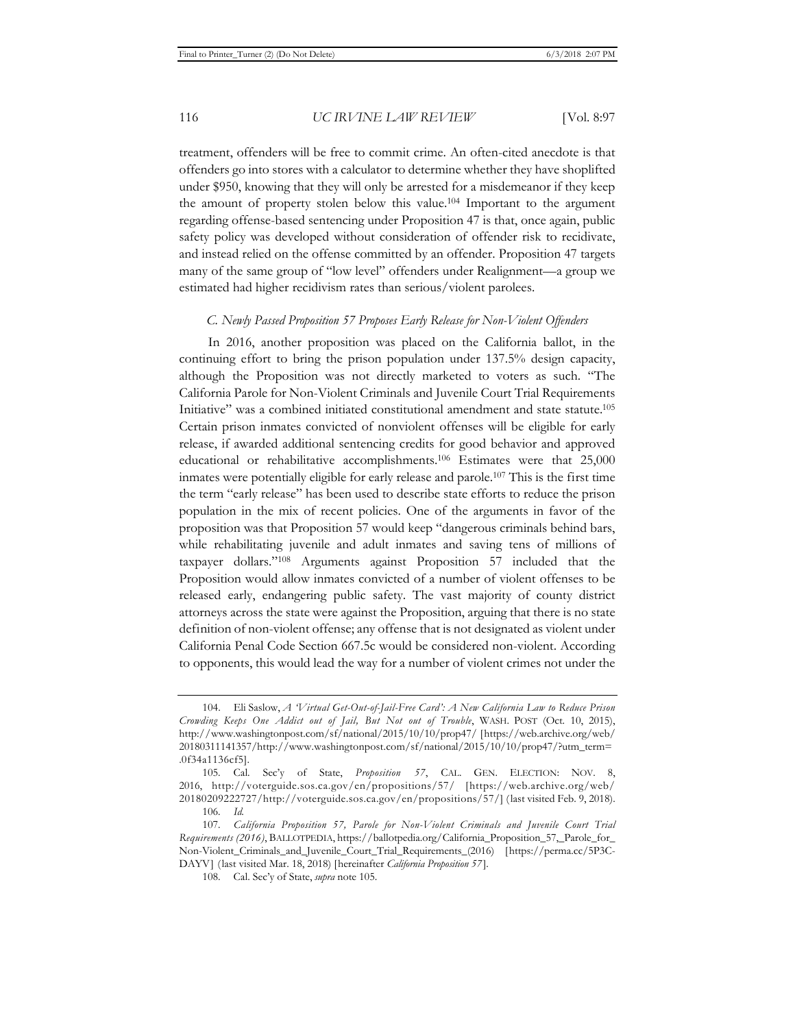treatment, offenders will be free to commit crime. An often-cited anecdote is that offenders go into stores with a calculator to determine whether they have shoplifted under $950, knowing that they will only be arrested for a misdemeanor if they keep the amount of property stolen below this value.[104] Important to the argument regarding offense-based sentencing under Proposition 47 is that, once again, public safety policy was developed without consideration of offender risk to recidivate, and instead relied on the offense committed by an offender. Proposition 47 targets many of the same group of "low level" offenders under Realignment—a group we estimated had higher recidivism rates than serious/violent parolees.

### *C. Newly Passed Proposition 57 Proposes Early Release for Non-Violent Offenders*

In 2016, another proposition was placed on the California ballot, in the continuing effort to bring the prison population under 137.5% design capacity, although the Proposition was not directly marketed to voters as such. "The California Parole for Non-Violent Criminals and Juvenile Court Trial Requirements Initiative" was a combined initiated constitutional amendment and state statute.[105] Certain prison inmates convicted of nonviolent offenses will be eligible for early release, if awarded additional sentencing credits for good behavior and approved educational or rehabilitative accomplishments.[106] Estimates were that 25,000 inmates were potentially eligible for early release and parole.[107] This is the first time the term "early release" has been used to describe state efforts to reduce the prison population in the mix of recent policies. One of the arguments in favor of the proposition was that Proposition 57 would keep "dangerous criminals behind bars, while rehabilitating juvenile and adult inmates and saving tens of millions of taxpayer dollars."[108] Arguments against Proposition 57 included that the Proposition would allow inmates convicted of a number of violent offenses to be released early, endangering public safety. The vast majority of county district attorneys across the state were against the Proposition, arguing that there is no state definition of non-violent offense; any offense that is not designated as violent under California Penal Code Section 667.5c would be considered non-violent. According to opponents, this would lead the way for a number of violent crimes not under the

---

104. Eli Saslow, *A 'Virtual Get-Out-of-Jail-Free Card': A New California Law to Reduce Prison Crowding Keeps One Addict out of Jail, But Not out of Trouble*, WASH. POST (Oct. 10, 2015), http://www.washingtonpost.com/sf/national/2015/10/10/prop47/ [https://web.archive.org/web/20180311141357/http://www.washingtonpost.com/sf/national/2015/10/10/prop47/?utm_term=.0f34a1136cf5].

105. Cal. Sec'y of State, *Proposition 57*, CAL. GEN. ELECTION: NOV. 8, 2016, http://voterguide.sos.ca.gov/en/propositions/57/ [https://web.archive.org/web/20180209222727/http://voterguide.sos.ca.gov/en/propositions/57/] (last visited Feb. 9, 2018).

106. *Id.*

107. *California Proposition 57, Parole for Non-Violent Criminals and Juvenile Court Trial Requirements (2016)*, BALLOTPEDIA, https://ballotpedia.org/California_Proposition_57,_Parole_for_Non-Violent_Criminals_and_Juvenile_Court_Trial_Requirements_(2016) [https://perma.cc/5P3C-DAYV] (last visited Mar. 18, 2018) [hereinafter *California Proposition 57*].

108. Cal. Sec'y of State, *supra* note 105.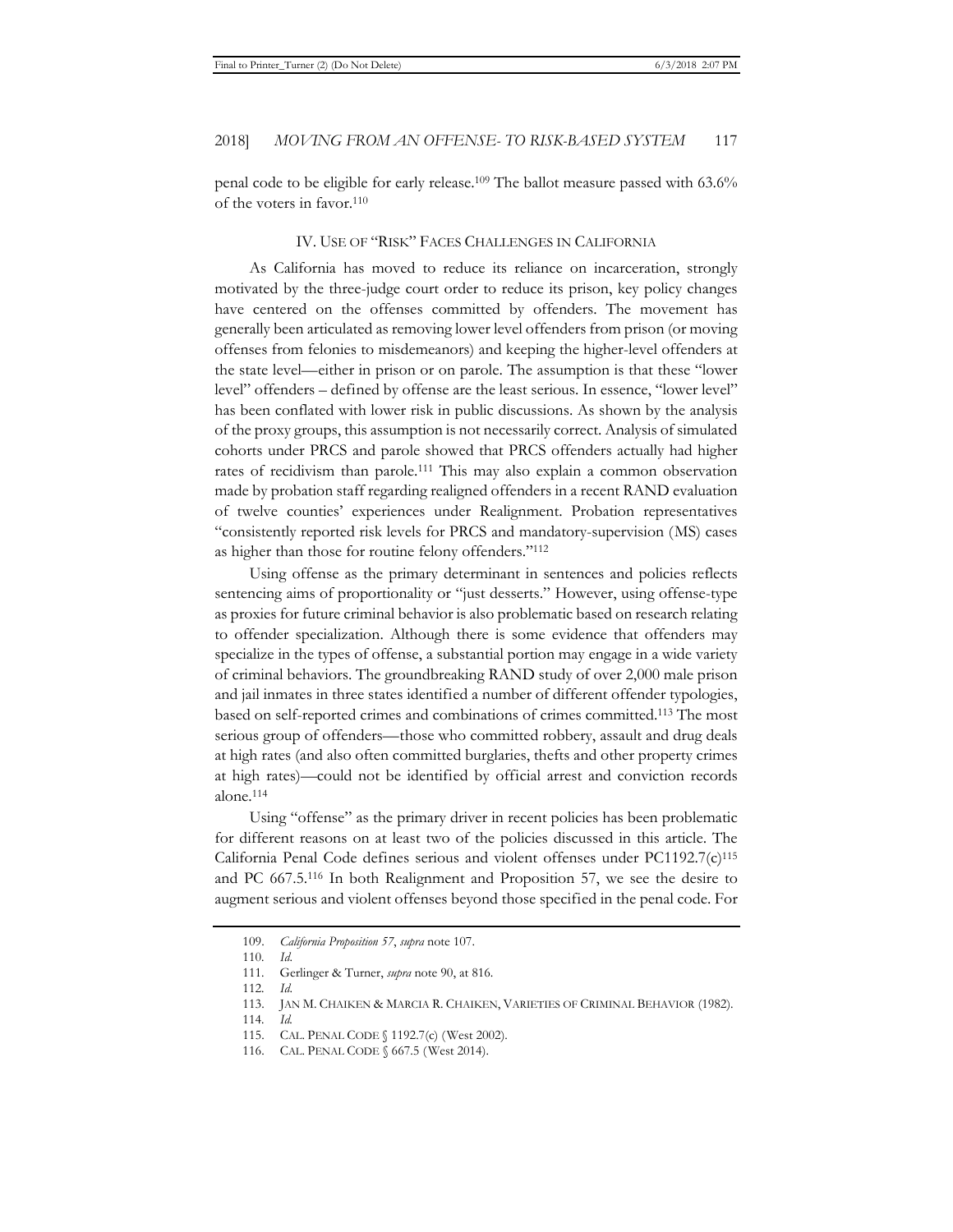penal code to be eligible for early release.[109] The ballot measure passed with 63.6% of the voters in favor.[110]

## IV. USE OF "RISK" FACES CHALLENGES IN CALIFORNIA

As California has moved to reduce its reliance on incarceration, strongly motivated by the three-judge court order to reduce its prison, key policy changes have centered on the offenses committed by offenders. The movement has generally been articulated as removing lower level offenders from prison (or moving offenses from felonies to misdemeanors) and keeping the higher-level offenders at the state level—either in prison or on parole. The assumption is that these "lower level" offenders – defined by offense are the least serious. In essence, "lower level" has been conflated with lower risk in public discussions. As shown by the analysis of the proxy groups, this assumption is not necessarily correct. Analysis of simulated cohorts under PRCS and parole showed that PRCS offenders actually had higher rates of recidivism than parole.[111] This may also explain a common observation made by probation staff regarding realigned offenders in a recent RAND evaluation of twelve counties' experiences under Realignment. Probation representatives "consistently reported risk levels for PRCS and mandatory-supervision (MS) cases as higher than those for routine felony offenders."[112]

Using offense as the primary determinant in sentences and policies reflects sentencing aims of proportionality or "just desserts." However, using offense-type as proxies for future criminal behavior is also problematic based on research relating to offender specialization. Although there is some evidence that offenders may specialize in the types of offense, a substantial portion may engage in a wide variety of criminal behaviors. The groundbreaking RAND study of over 2,000 male prison and jail inmates in three states identified a number of different offender typologies, based on self-reported crimes and combinations of crimes committed.[113] The most serious group of offenders—those who committed robbery, assault and drug deals at high rates (and also often committed burglaries, thefts and other property crimes at high rates)—could not be identified by official arrest and conviction records alone.[114]

Using "offense" as the primary driver in recent policies has been problematic for different reasons on at least two of the policies discussed in this article. The California Penal Code defines serious and violent offenses under PC1192.7(c)[115] and PC 667.5.[116] In both Realignment and Proposition 57, we see the desire to augment serious and violent offenses beyond those specified in the penal code. For

---

109. *California Proposition 57*, *supra* note 107.

110. *Id.*

111. Gerlinger & Turner, *supra* note 90, at 816.

112. *Id.*

113. JAN M. CHAIKEN & MARCIA R. CHAIKEN, VARIETIES OF CRIMINAL BEHAVIOR (1982).

114. *Id.*

115. CAL. PENAL CODE § 1192.7(c) (West 2002).

116. CAL. PENAL CODE § 667.5 (West 2014).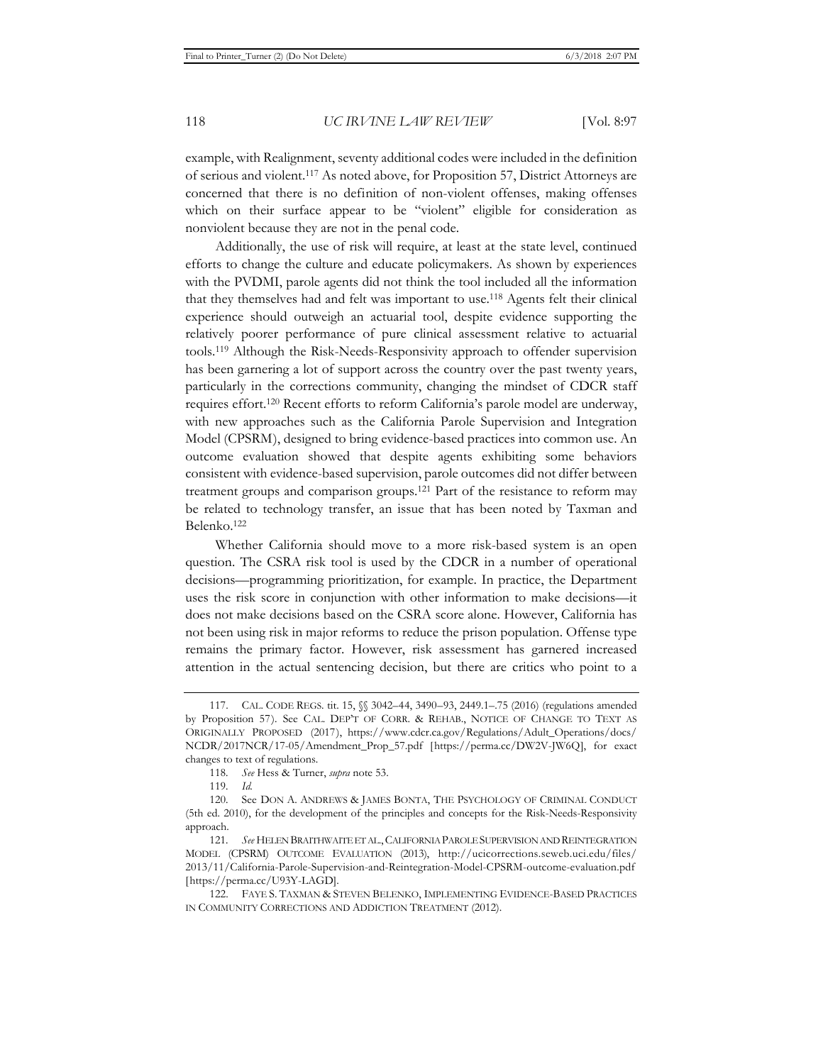example, with Realignment, seventy additional codes were included in the definition of serious and violent.[117] As noted above, for Proposition 57, District Attorneys are concerned that there is no definition of non-violent offenses, making offenses which on their surface appear to be "violent" eligible for consideration as nonviolent because they are not in the penal code.

Additionally, the use of risk will require, at least at the state level, continued efforts to change the culture and educate policymakers. As shown by experiences with the PVDMI, parole agents did not think the tool included all the information that they themselves had and felt was important to use.[118] Agents felt their clinical experience should outweigh an actuarial tool, despite evidence supporting the relatively poorer performance of pure clinical assessment relative to actuarial tools.[119] Although the Risk-Needs-Responsivity approach to offender supervision has been garnering a lot of support across the country over the past twenty years, particularly in the corrections community, changing the mindset of CDCR staff requires effort.[120] Recent efforts to reform California's parole model are underway, with new approaches such as the California Parole Supervision and Integration Model (CPSRM), designed to bring evidence-based practices into common use. An outcome evaluation showed that despite agents exhibiting some behaviors consistent with evidence-based supervision, parole outcomes did not differ between treatment groups and comparison groups.[121] Part of the resistance to reform may be related to technology transfer, an issue that has been noted by Taxman and Belenko.[122]

Whether California should move to a more risk-based system is an open question. The CSRA risk tool is used by the CDCR in a number of operational decisions—programming prioritization, for example. In practice, the Department uses the risk score in conjunction with other information to make decisions—it does not make decisions based on the CSRA score alone. However, California has not been using risk in major reforms to reduce the prison population. Offense type remains the primary factor. However, risk assessment has garnered increased attention in the actual sentencing decision, but there are critics who point to a

---

117. CAL. CODE REGS. tit. 15, §§ 3042–44, 3490–93, 2449.1–.75 (2016) (regulations amended by Proposition 57). See CAL. DEP'T OF CORR. & REHAB., NOTICE OF CHANGE TO TEXT AS ORIGINALLY PROPOSED (2017), https://www.cdcr.ca.gov/Regulations/Adult_Operations/docs/NCDR/2017NCR/17-05/Amendment_Prop_57.pdf [https://perma.cc/DW2V-JW6Q], for exact changes to text of regulations.

118. *See* Hess & Turner, *supra* note 53.

119. *Id.*

120. See DON A. ANDREWS & JAMES BONTA, THE PSYCHOLOGY OF CRIMINAL CONDUCT (5th ed. 2010), for the development of the principles and concepts for the Risk-Needs-Responsivity approach.

121. *See* HELEN BRAITHWAITE ET AL., CALIFORNIA PAROLE SUPERVISION AND REINTEGRATION MODEL (CPSRM) OUTCOME EVALUATION (2013), http://ucicorrections.seweb.uci.edu/files/2013/11/California-Parole-Supervision-and-Reintegration-Model-CPSRM-outcome-evaluation.pdf [https://perma.cc/U93Y-LAGD].

122. FAYE S. TAXMAN & STEVEN BELENKO, IMPLEMENTING EVIDENCE-BASED PRACTICES IN COMMUNITY CORRECTIONS AND ADDICTION TREATMENT (2012).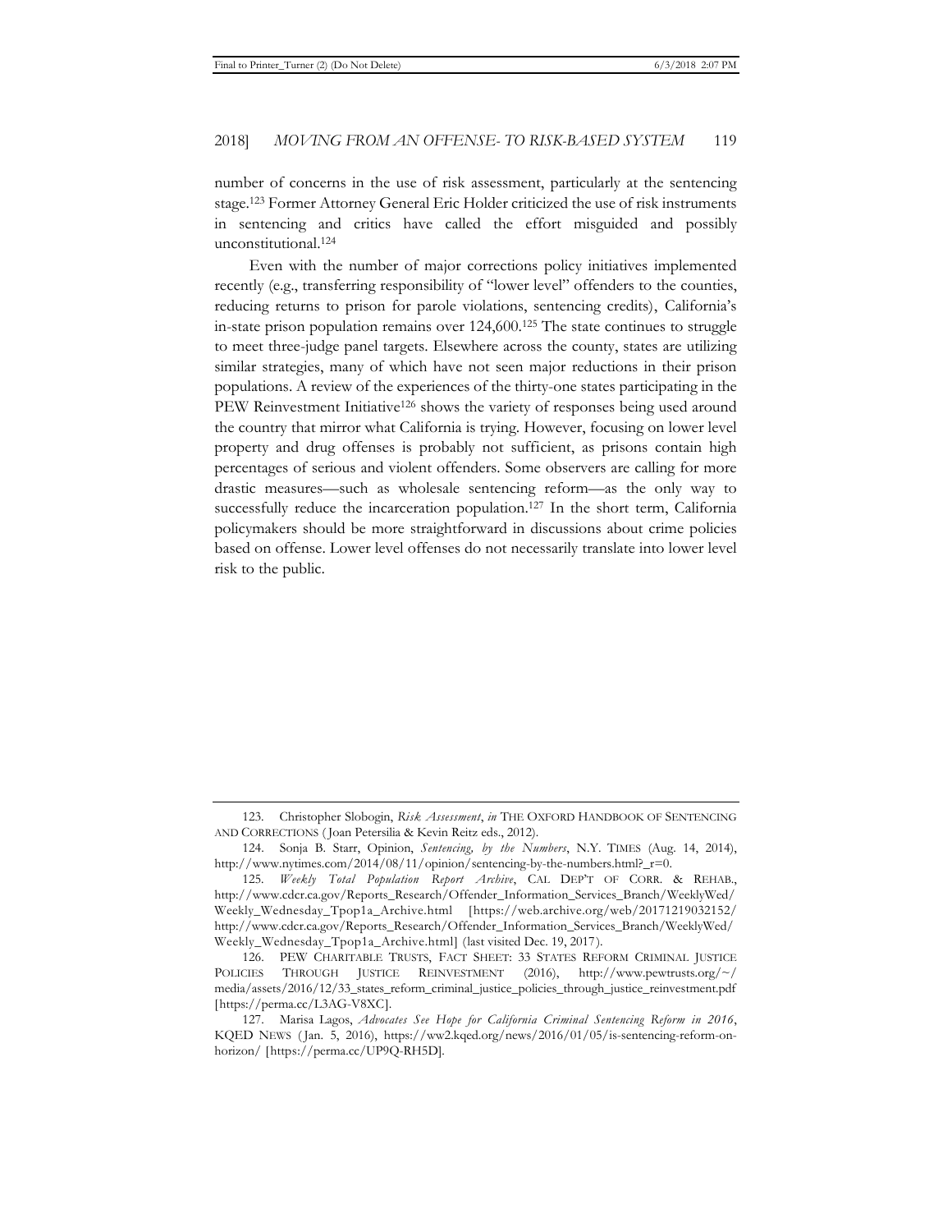number of concerns in the use of risk assessment, particularly at the sentencing stage.[123] Former Attorney General Eric Holder criticized the use of risk instruments in sentencing and critics have called the effort misguided and possibly unconstitutional.[124]

Even with the number of major corrections policy initiatives implemented recently (e.g., transferring responsibility of "lower level" offenders to the counties, reducing returns to prison for parole violations, sentencing credits), California's in-state prison population remains over 124,600.[125] The state continues to struggle to meet three-judge panel targets. Elsewhere across the county, states are utilizing similar strategies, many of which have not seen major reductions in their prison populations. A review of the experiences of the thirty-one states participating in the PEW Reinvestment Initiative[126] shows the variety of responses being used around the country that mirror what California is trying. However, focusing on lower level property and drug offenses is probably not sufficient, as prisons contain high percentages of serious and violent offenders. Some observers are calling for more drastic measures—such as wholesale sentencing reform—as the only way to successfully reduce the incarceration population.[127] In the short term, California policymakers should be more straightforward in discussions about crime policies based on offense. Lower level offenses do not necessarily translate into lower level risk to the public.

---

123. Christopher Slobogin, *Risk Assessment*, *in* THE OXFORD HANDBOOK OF SENTENCING AND CORRECTIONS (Joan Petersilia & Kevin Reitz eds., 2012).

124. Sonja B. Starr, Opinion, *Sentencing, by the Numbers*, N.Y. TIMES (Aug. 14, 2014), http://www.nytimes.com/2014/08/11/opinion/sentencing-by-the-numbers.html?_r=0.

125. *Weekly Total Population Report Archive*, CAL DEP'T OF CORR. & REHAB., http://www.cdcr.ca.gov/Reports_Research/Offender_Information_Services_Branch/WeeklyWed/Weekly_Wednesday_Tpop1a_Archive.html [https://web.archive.org/web/20171219032152/http://www.cdcr.ca.gov/Reports_Research/Offender_Information_Services_Branch/WeeklyWed/Weekly_Wednesday_Tpop1a_Archive.html] (last visited Dec. 19, 2017).

126. PEW CHARITABLE TRUSTS, FACT SHEET: 33 STATES REFORM CRIMINAL JUSTICE POLICIES THROUGH JUSTICE REINVESTMENT (2016), http://www.pewtrusts.org/~/media/assets/2016/12/33_states_reform_criminal_justice_policies_through_justice_reinvestment.pdf [https://perma.cc/L3AG-V8XC].

127. Marisa Lagos, *Advocates See Hope for California Criminal Sentencing Reform in 2016*, KQED NEWS (Jan. 5, 2016), https://ww2.kqed.org/news/2016/01/05/is-sentencing-reform-on-horizon/ [https://perma.cc/UP9Q-RH5D].